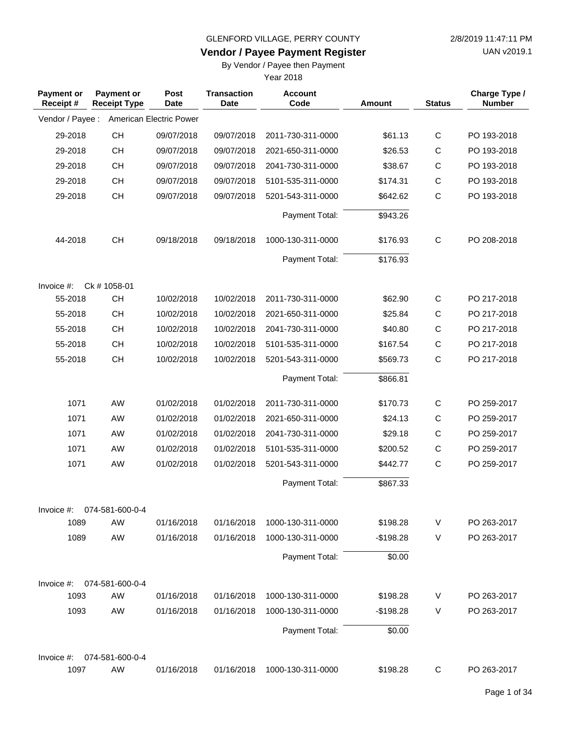GLENFORD VILLAGE, PERRY COUNTY

2/8/2019 11:47:11 PM

## Vendor / Payee Payment Register

UAN v2019.1

By Vendor / Payee then Payment

Year 2018

| Payment or Receipt # | Payment or Receipt Type | Post Date | Transaction Date | Account Code | Amount | Status | Charge Type / Number |
|---|---|---|---|---|---|---|---|
| Vendor / Payee : | American Electric Power | | | | | | |
| 29-2018 | CH | 09/07/2018 | 09/07/2018 | 2011-730-311-0000 | $61.13 | C | PO 193-2018 |
| 29-2018 | CH | 09/07/2018 | 09/07/2018 | 2021-650-311-0000 | $26.53 | C | PO 193-2018 |
| 29-2018 | CH | 09/07/2018 | 09/07/2018 | 2041-730-311-0000 | $38.67 | C | PO 193-2018 |
| 29-2018 | CH | 09/07/2018 | 09/07/2018 | 5101-535-311-0000 | $174.31 | C | PO 193-2018 |
| 29-2018 | CH | 09/07/2018 | 09/07/2018 | 5201-543-311-0000 | $642.62 | C | PO 193-2018 |
| | | | | Payment Total: | $943.26 | | |
| 44-2018 | CH | 09/18/2018 | 09/18/2018 | 1000-130-311-0000 | $176.93 | C | PO 208-2018 |
| | | | | Payment Total: | $176.93 | | |
| Invoice #: | Ck # 1058-01 | | | | | | |
| 55-2018 | CH | 10/02/2018 | 10/02/2018 | 2011-730-311-0000 | $62.90 | C | PO 217-2018 |
| 55-2018 | CH | 10/02/2018 | 10/02/2018 | 2021-650-311-0000 | $25.84 | C | PO 217-2018 |
| 55-2018 | CH | 10/02/2018 | 10/02/2018 | 2041-730-311-0000 | $40.80 | C | PO 217-2018 |
| 55-2018 | CH | 10/02/2018 | 10/02/2018 | 5101-535-311-0000 | $167.54 | C | PO 217-2018 |
| 55-2018 | CH | 10/02/2018 | 10/02/2018 | 5201-543-311-0000 | $569.73 | C | PO 217-2018 |
| | | | | Payment Total: | $866.81 | | |
| 1071 | AW | 01/02/2018 | 01/02/2018 | 2011-730-311-0000 | $170.73 | C | PO 259-2017 |
| 1071 | AW | 01/02/2018 | 01/02/2018 | 2021-650-311-0000 | $24.13 | C | PO 259-2017 |
| 1071 | AW | 01/02/2018 | 01/02/2018 | 2041-730-311-0000 | $29.18 | C | PO 259-2017 |
| 1071 | AW | 01/02/2018 | 01/02/2018 | 5101-535-311-0000 | $200.52 | C | PO 259-2017 |
| 1071 | AW | 01/02/2018 | 01/02/2018 | 5201-543-311-0000 | $442.77 | C | PO 259-2017 |
| | | | | Payment Total: | $867.33 | | |
| Invoice #: | 074-581-600-0-4 | | | | | | |
| 1089 | AW | 01/16/2018 | 01/16/2018 | 1000-130-311-0000 | $198.28 | V | PO 263-2017 |
| 1089 | AW | 01/16/2018 | 01/16/2018 | 1000-130-311-0000 | -$198.28 | V | PO 263-2017 |
| | | | | Payment Total: | $0.00 | | |
| Invoice #: | 074-581-600-0-4 | | | | | | |
| 1093 | AW | 01/16/2018 | 01/16/2018 | 1000-130-311-0000 | $198.28 | V | PO 263-2017 |
| 1093 | AW | 01/16/2018 | 01/16/2018 | 1000-130-311-0000 | -$198.28 | V | PO 263-2017 |
| | | | | Payment Total: | $0.00 | | |
| Invoice #: | 074-581-600-0-4 | | | | | | |
| 1097 | AW | 01/16/2018 | 01/16/2018 | 1000-130-311-0000 | $198.28 | C | PO 263-2017 |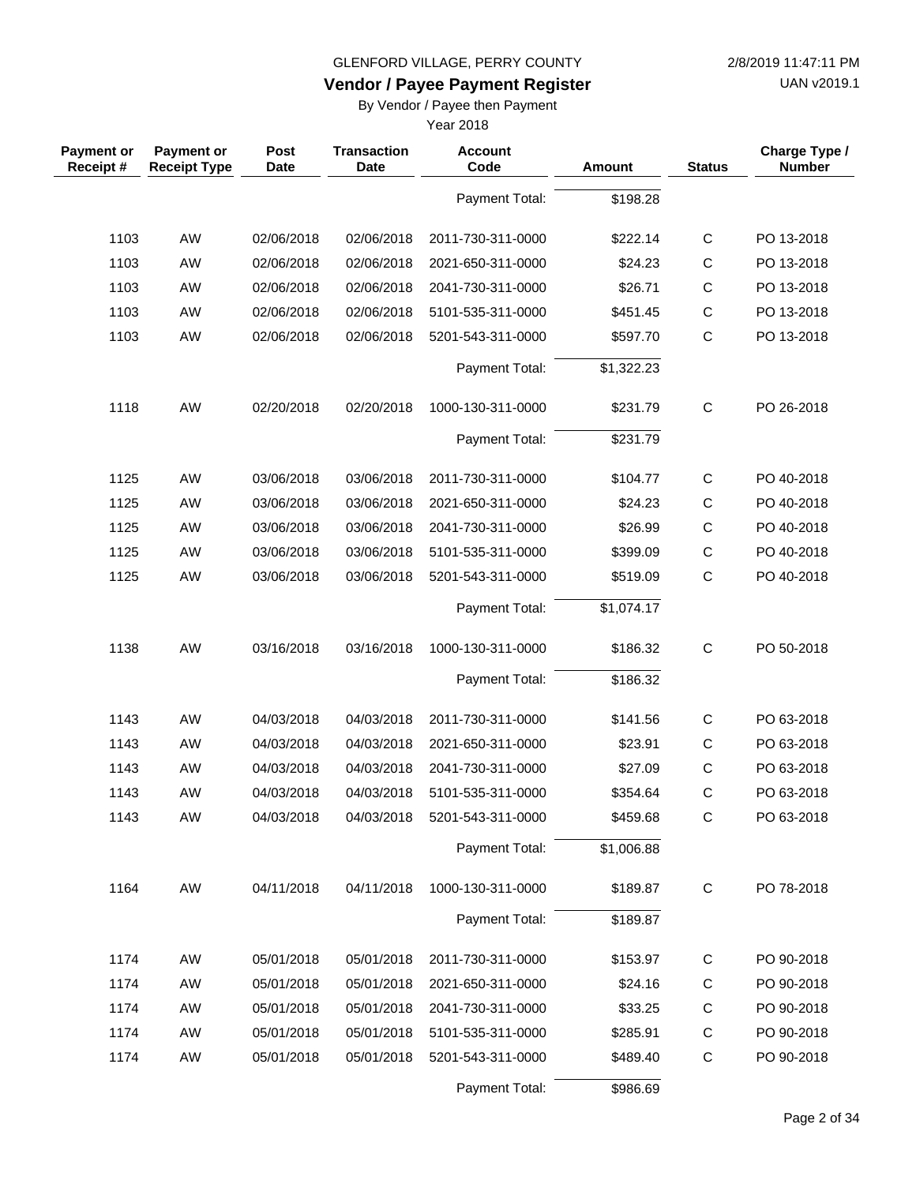GLENFORD VILLAGE, PERRY COUNTY

## Vendor / Payee Payment Register

By Vendor / Payee then Payment

Year 2018

| Payment or Receipt # | Payment or Receipt Type | Post Date | Transaction Date | Account Code | Amount | Status | Charge Type / Number |
|---|---|---|---|---|---|---|---|
| | | | | Payment Total: | $198.28 | | |
| 1103 | AW | 02/06/2018 | 02/06/2018 | 2011-730-311-0000 | $222.14 | C | PO 13-2018 |
| 1103 | AW | 02/06/2018 | 02/06/2018 | 2021-650-311-0000 | $24.23 | C | PO 13-2018 |
| 1103 | AW | 02/06/2018 | 02/06/2018 | 2041-730-311-0000 | $26.71 | C | PO 13-2018 |
| 1103 | AW | 02/06/2018 | 02/06/2018 | 5101-535-311-0000 | $451.45 | C | PO 13-2018 |
| 1103 | AW | 02/06/2018 | 02/06/2018 | 5201-543-311-0000 | $597.70 | C | PO 13-2018 |
| | | | | Payment Total: | $1,322.23 | | |
| 1118 | AW | 02/20/2018 | 02/20/2018 | 1000-130-311-0000 | $231.79 | C | PO 26-2018 |
| | | | | Payment Total: | $231.79 | | |
| 1125 | AW | 03/06/2018 | 03/06/2018 | 2011-730-311-0000 | $104.77 | C | PO 40-2018 |
| 1125 | AW | 03/06/2018 | 03/06/2018 | 2021-650-311-0000 | $24.23 | C | PO 40-2018 |
| 1125 | AW | 03/06/2018 | 03/06/2018 | 2041-730-311-0000 | $26.99 | C | PO 40-2018 |
| 1125 | AW | 03/06/2018 | 03/06/2018 | 5101-535-311-0000 | $399.09 | C | PO 40-2018 |
| 1125 | AW | 03/06/2018 | 03/06/2018 | 5201-543-311-0000 | $519.09 | C | PO 40-2018 |
| | | | | Payment Total: | $1,074.17 | | |
| 1138 | AW | 03/16/2018 | 03/16/2018 | 1000-130-311-0000 | $186.32 | C | PO 50-2018 |
| | | | | Payment Total: | $186.32 | | |
| 1143 | AW | 04/03/2018 | 04/03/2018 | 2011-730-311-0000 | $141.56 | C | PO 63-2018 |
| 1143 | AW | 04/03/2018 | 04/03/2018 | 2021-650-311-0000 | $23.91 | C | PO 63-2018 |
| 1143 | AW | 04/03/2018 | 04/03/2018 | 2041-730-311-0000 | $27.09 | C | PO 63-2018 |
| 1143 | AW | 04/03/2018 | 04/03/2018 | 5101-535-311-0000 | $354.64 | C | PO 63-2018 |
| 1143 | AW | 04/03/2018 | 04/03/2018 | 5201-543-311-0000 | $459.68 | C | PO 63-2018 |
| | | | | Payment Total: | $1,006.88 | | |
| 1164 | AW | 04/11/2018 | 04/11/2018 | 1000-130-311-0000 | $189.87 | C | PO 78-2018 |
| | | | | Payment Total: | $189.87 | | |
| 1174 | AW | 05/01/2018 | 05/01/2018 | 2011-730-311-0000 | $153.97 | C | PO 90-2018 |
| 1174 | AW | 05/01/2018 | 05/01/2018 | 2021-650-311-0000 | $24.16 | C | PO 90-2018 |
| 1174 | AW | 05/01/2018 | 05/01/2018 | 2041-730-311-0000 | $33.25 | C | PO 90-2018 |
| 1174 | AW | 05/01/2018 | 05/01/2018 | 5101-535-311-0000 | $285.91 | C | PO 90-2018 |
| 1174 | AW | 05/01/2018 | 05/01/2018 | 5201-543-311-0000 | $489.40 | C | PO 90-2018 |
| | | | | Payment Total: | $986.69 | | |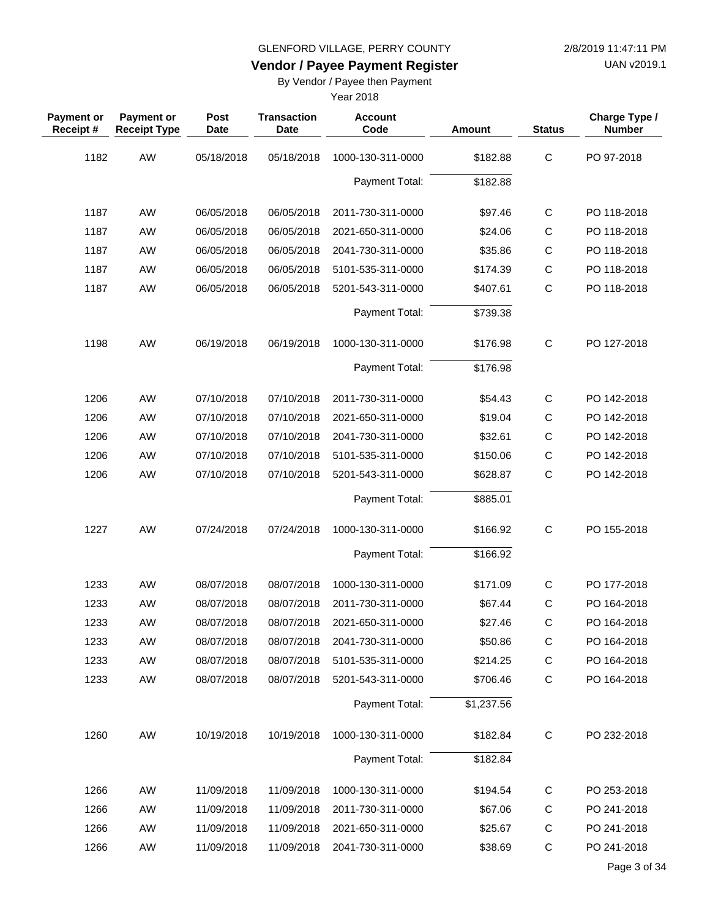GLENFORD VILLAGE, PERRY COUNTY

**Vendor / Payee Payment Register**

By Vendor / Payee then Payment

Year 2018

| Payment or Receipt # | Payment or Receipt Type | Post Date | Transaction Date | Account Code | Amount | Status | Charge Type / Number |
|---|---|---|---|---|---|---|---|
| 1182 | AW | 05/18/2018 | 05/18/2018 | 1000-130-311-0000 | $182.88 | C | PO 97-2018 |
| | | | | Payment Total: | $182.88 | | |
| 1187 | AW | 06/05/2018 | 06/05/2018 | 2011-730-311-0000 | $97.46 | C | PO 118-2018 |
| 1187 | AW | 06/05/2018 | 06/05/2018 | 2021-650-311-0000 | $24.06 | C | PO 118-2018 |
| 1187 | AW | 06/05/2018 | 06/05/2018 | 2041-730-311-0000 | $35.86 | C | PO 118-2018 |
| 1187 | AW | 06/05/2018 | 06/05/2018 | 5101-535-311-0000 | $174.39 | C | PO 118-2018 |
| 1187 | AW | 06/05/2018 | 06/05/2018 | 5201-543-311-0000 | $407.61 | C | PO 118-2018 |
| | | | | Payment Total: | $739.38 | | |
| 1198 | AW | 06/19/2018 | 06/19/2018 | 1000-130-311-0000 | $176.98 | C | PO 127-2018 |
| | | | | Payment Total: | $176.98 | | |
| 1206 | AW | 07/10/2018 | 07/10/2018 | 2011-730-311-0000 | $54.43 | C | PO 142-2018 |
| 1206 | AW | 07/10/2018 | 07/10/2018 | 2021-650-311-0000 | $19.04 | C | PO 142-2018 |
| 1206 | AW | 07/10/2018 | 07/10/2018 | 2041-730-311-0000 | $32.61 | C | PO 142-2018 |
| 1206 | AW | 07/10/2018 | 07/10/2018 | 5101-535-311-0000 | $150.06 | C | PO 142-2018 |
| 1206 | AW | 07/10/2018 | 07/10/2018 | 5201-543-311-0000 | $628.87 | C | PO 142-2018 |
| | | | | Payment Total: | $885.01 | | |
| 1227 | AW | 07/24/2018 | 07/24/2018 | 1000-130-311-0000 | $166.92 | C | PO 155-2018 |
| | | | | Payment Total: | $166.92 | | |
| 1233 | AW | 08/07/2018 | 08/07/2018 | 1000-130-311-0000 | $171.09 | C | PO 177-2018 |
| 1233 | AW | 08/07/2018 | 08/07/2018 | 2011-730-311-0000 | $67.44 | C | PO 164-2018 |
| 1233 | AW | 08/07/2018 | 08/07/2018 | 2021-650-311-0000 | $27.46 | C | PO 164-2018 |
| 1233 | AW | 08/07/2018 | 08/07/2018 | 2041-730-311-0000 | $50.86 | C | PO 164-2018 |
| 1233 | AW | 08/07/2018 | 08/07/2018 | 5101-535-311-0000 | $214.25 | C | PO 164-2018 |
| 1233 | AW | 08/07/2018 | 08/07/2018 | 5201-543-311-0000 | $706.46 | C | PO 164-2018 |
| | | | | Payment Total: | $1,237.56 | | |
| 1260 | AW | 10/19/2018 | 10/19/2018 | 1000-130-311-0000 | $182.84 | C | PO 232-2018 |
| | | | | Payment Total: | $182.84 | | |
| 1266 | AW | 11/09/2018 | 11/09/2018 | 1000-130-311-0000 | $194.54 | C | PO 253-2018 |
| 1266 | AW | 11/09/2018 | 11/09/2018 | 2011-730-311-0000 | $67.06 | C | PO 241-2018 |
| 1266 | AW | 11/09/2018 | 11/09/2018 | 2021-650-311-0000 | $25.67 | C | PO 241-2018 |
| 1266 | AW | 11/09/2018 | 11/09/2018 | 2041-730-311-0000 | $38.69 | C | PO 241-2018 |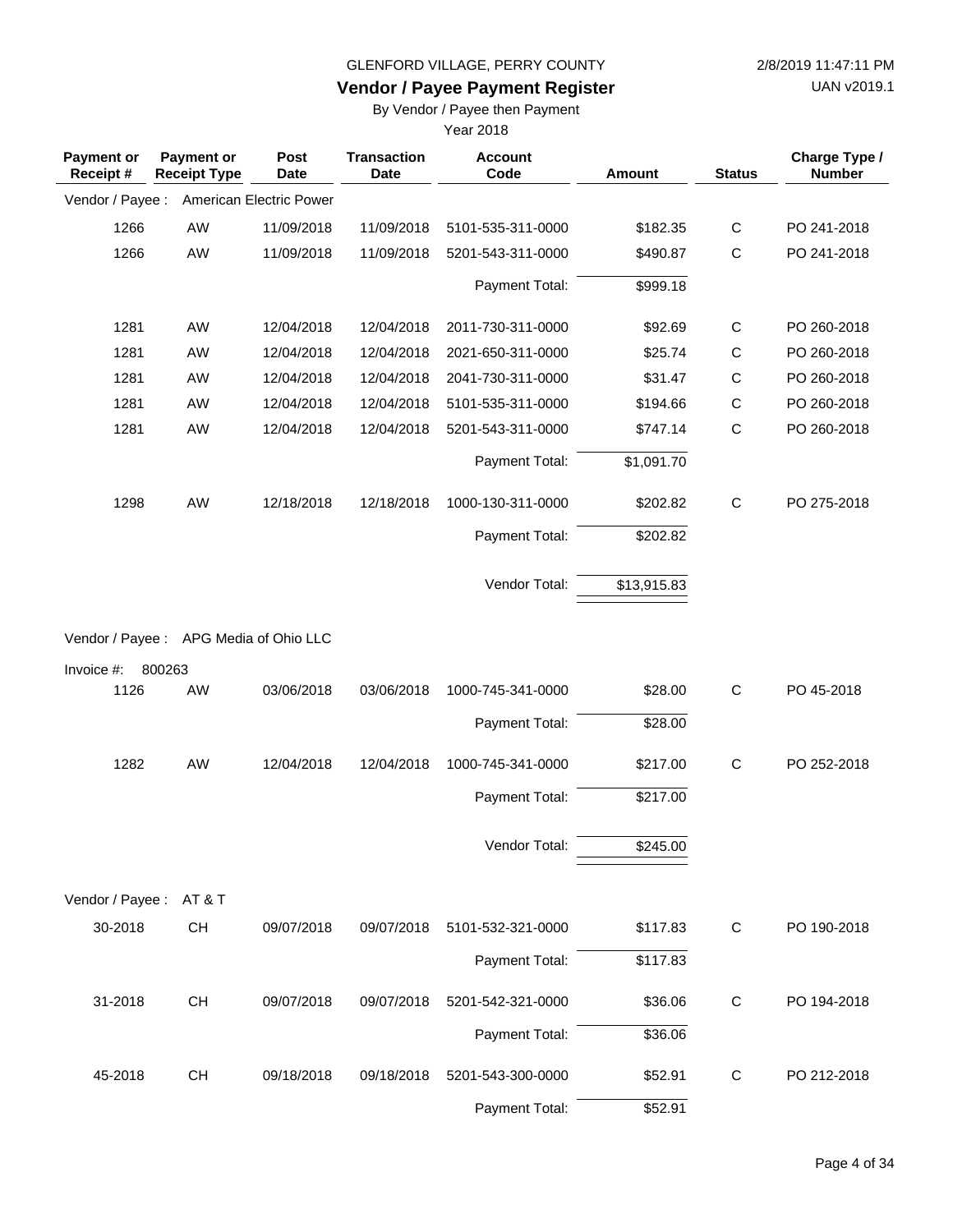GLENFORD VILLAGE, PERRY COUNTY

2/8/2019 11:47:11 PM

## Vendor / Payee Payment Register

UAN v2019.1

By Vendor / Payee then Payment

Year 2018

| Payment or Receipt # | Payment or Receipt Type | Post Date | Transaction Date | Account Code | Amount | Status | Charge Type / Number |
|---|---|---|---|---|---|---|---|
| Vendor / Payee : | American Electric Power | | | | | | |
| 1266 | AW | 11/09/2018 | 11/09/2018 | 5101-535-311-0000 | $182.35 | C | PO 241-2018 |
| 1266 | AW | 11/09/2018 | 11/09/2018 | 5201-543-311-0000 | $490.87 | C | PO 241-2018 |
| | | | | Payment Total: | $999.18 | | |
| 1281 | AW | 12/04/2018 | 12/04/2018 | 2011-730-311-0000 | $92.69 | C | PO 260-2018 |
| 1281 | AW | 12/04/2018 | 12/04/2018 | 2021-650-311-0000 | $25.74 | C | PO 260-2018 |
| 1281 | AW | 12/04/2018 | 12/04/2018 | 2041-730-311-0000 | $31.47 | C | PO 260-2018 |
| 1281 | AW | 12/04/2018 | 12/04/2018 | 5101-535-311-0000 | $194.66 | C | PO 260-2018 |
| 1281 | AW | 12/04/2018 | 12/04/2018 | 5201-543-311-0000 | $747.14 | C | PO 260-2018 |
| | | | | Payment Total: | $1,091.70 | | |
| 1298 | AW | 12/18/2018 | 12/18/2018 | 1000-130-311-0000 | $202.82 | C | PO 275-2018 |
| | | | | Payment Total: | $202.82 | | |
| | | | | Vendor Total: | $13,915.83 | | |
| Vendor / Payee : | APG Media of Ohio LLC | | | | | | |
| Invoice #: 800263 | | | | | | | |
| 1126 | AW | 03/06/2018 | 03/06/2018 | 1000-745-341-0000 | $28.00 | C | PO 45-2018 |
| | | | | Payment Total: | $28.00 | | |
| 1282 | AW | 12/04/2018 | 12/04/2018 | 1000-745-341-0000 | $217.00 | C | PO 252-2018 |
| | | | | Payment Total: | $217.00 | | |
| | | | | Vendor Total: | $245.00 | | |
| Vendor / Payee : | AT & T | | | | | | |
| 30-2018 | CH | 09/07/2018 | 09/07/2018 | 5101-532-321-0000 | $117.83 | C | PO 190-2018 |
| | | | | Payment Total: | $117.83 | | |
| 31-2018 | CH | 09/07/2018 | 09/07/2018 | 5201-542-321-0000 | $36.06 | C | PO 194-2018 |
| | | | | Payment Total: | $36.06 | | |
| 45-2018 | CH | 09/18/2018 | 09/18/2018 | 5201-543-300-0000 | $52.91 | C | PO 212-2018 |
| | | | | Payment Total: | $52.91 | | |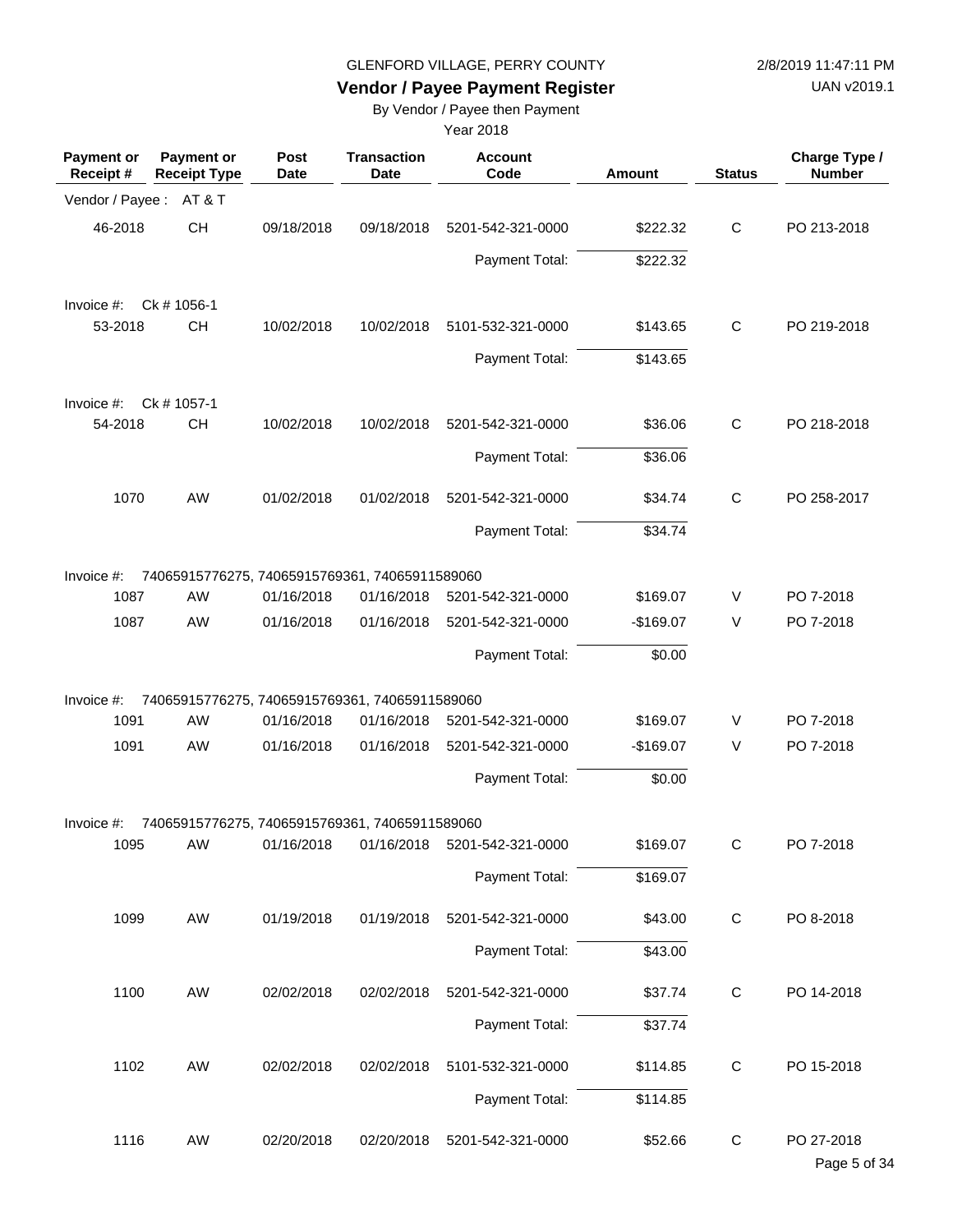GLENFORD VILLAGE, PERRY COUNTY

**Vendor / Payee Payment Register**

By Vendor / Payee then Payment

Year 2018

| Payment or Receipt # | Payment or Receipt Type | Post Date | Transaction Date | Account Code | Amount | Status | Charge Type / Number |
|---|---|---|---|---|---|---|---|
| Vendor / Payee : AT & T | | | | | | | |
| 46-2018 | CH | 09/18/2018 | 09/18/2018 | 5201-542-321-0000 | $222.32 | C | PO 213-2018 |
| | | | | Payment Total: | $222.32 | | |
| Invoice #: Ck # 1056-1 | | | | | | | |
| 53-2018 | CH | 10/02/2018 | 10/02/2018 | 5101-532-321-0000 | $143.65 | C | PO 219-2018 |
| | | | | Payment Total: | $143.65 | | |
| Invoice #: Ck # 1057-1 | | | | | | | |
| 54-2018 | CH | 10/02/2018 | 10/02/2018 | 5201-542-321-0000 | $36.06 | C | PO 218-2018 |
| | | | | Payment Total: | $36.06 | | |
| 1070 | AW | 01/02/2018 | 01/02/2018 | 5201-542-321-0000 | $34.74 | C | PO 258-2017 |
| | | | | Payment Total: | $34.74 | | |
| Invoice #: 74065915776275, 74065915769361, 74065911589060 | | | | | | | |
| 1087 | AW | 01/16/2018 | 01/16/2018 | 5201-542-321-0000 | $169.07 | V | PO 7-2018 |
| 1087 | AW | 01/16/2018 | 01/16/2018 | 5201-542-321-0000 | -$169.07 | V | PO 7-2018 |
| | | | | Payment Total: | $0.00 | | |
| Invoice #: 74065915776275, 74065915769361, 74065911589060 | | | | | | | |
| 1091 | AW | 01/16/2018 | 01/16/2018 | 5201-542-321-0000 | $169.07 | V | PO 7-2018 |
| 1091 | AW | 01/16/2018 | 01/16/2018 | 5201-542-321-0000 | -$169.07 | V | PO 7-2018 |
| | | | | Payment Total: | $0.00 | | |
| Invoice #: 74065915776275, 74065915769361, 74065911589060 | | | | | | | |
| 1095 | AW | 01/16/2018 | 01/16/2018 | 5201-542-321-0000 | $169.07 | C | PO 7-2018 |
| | | | | Payment Total: | $169.07 | | |
| 1099 | AW | 01/19/2018 | 01/19/2018 | 5201-542-321-0000 | $43.00 | C | PO 8-2018 |
| | | | | Payment Total: | $43.00 | | |
| 1100 | AW | 02/02/2018 | 02/02/2018 | 5201-542-321-0000 | $37.74 | C | PO 14-2018 |
| | | | | Payment Total: | $37.74 | | |
| 1102 | AW | 02/02/2018 | 02/02/2018 | 5101-532-321-0000 | $114.85 | C | PO 15-2018 |
| | | | | Payment Total: | $114.85 | | |
| 1116 | AW | 02/20/2018 | 02/20/2018 | 5201-542-321-0000 | $52.66 | C | PO 27-2018 |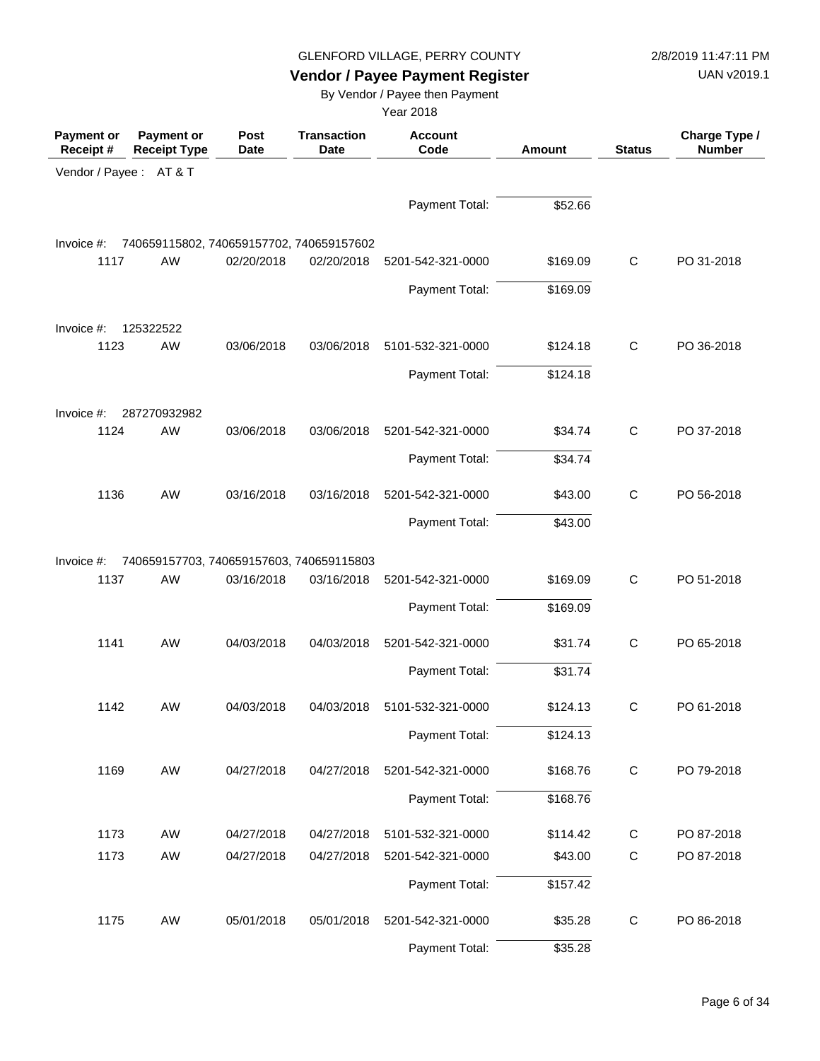GLENFORD VILLAGE, PERRY COUNTY

**Vendor / Payee Payment Register**

By Vendor / Payee then Payment

Year 2018

2/8/2019 11:47:11 PM

UAN v2019.1

| Payment or Receipt # | Payment or Receipt Type | Post Date | Transaction Date | Account Code | Amount | Status | Charge Type / Number |
|---|---|---|---|---|---|---|---|
| Vendor / Payee : AT & T | | | | | | | |
| | | | | Payment Total: | $52.66 | | |
| Invoice #: 740659115802, 740659157702, 740659157602 | | | | | | | |
| 1117 | AW | 02/20/2018 | 02/20/2018 | 5201-542-321-0000 | $169.09 | C | PO 31-2018 |
| | | | | Payment Total: | $169.09 | | |
| Invoice #: 125322522 | | | | | | | |
| 1123 | AW | 03/06/2018 | 03/06/2018 | 5101-532-321-0000 | $124.18 | C | PO 36-2018 |
| | | | | Payment Total: | $124.18 | | |
| Invoice #: 287270932982 | | | | | | | |
| 1124 | AW | 03/06/2018 | 03/06/2018 | 5201-542-321-0000 | $34.74 | C | PO 37-2018 |
| | | | | Payment Total: | $34.74 | | |
| 1136 | AW | 03/16/2018 | 03/16/2018 | 5201-542-321-0000 | $43.00 | C | PO 56-2018 |
| | | | | Payment Total: | $43.00 | | |
| Invoice #: 740659157703, 740659157603, 740659115803 | | | | | | | |
| 1137 | AW | 03/16/2018 | 03/16/2018 | 5201-542-321-0000 | $169.09 | C | PO 51-2018 |
| | | | | Payment Total: | $169.09 | | |
| 1141 | AW | 04/03/2018 | 04/03/2018 | 5201-542-321-0000 | $31.74 | C | PO 65-2018 |
| | | | | Payment Total: | $31.74 | | |
| 1142 | AW | 04/03/2018 | 04/03/2018 | 5101-532-321-0000 | $124.13 | C | PO 61-2018 |
| | | | | Payment Total: | $124.13 | | |
| 1169 | AW | 04/27/2018 | 04/27/2018 | 5201-542-321-0000 | $168.76 | C | PO 79-2018 |
| | | | | Payment Total: | $168.76 | | |
| 1173 | AW | 04/27/2018 | 04/27/2018 | 5101-532-321-0000 | $114.42 | C | PO 87-2018 |
| 1173 | AW | 04/27/2018 | 04/27/2018 | 5201-542-321-0000 | $43.00 | C | PO 87-2018 |
| | | | | Payment Total: | $157.42 | | |
| 1175 | AW | 05/01/2018 | 05/01/2018 | 5201-542-321-0000 | $35.28 | C | PO 86-2018 |
| | | | | Payment Total: | $35.28 | | |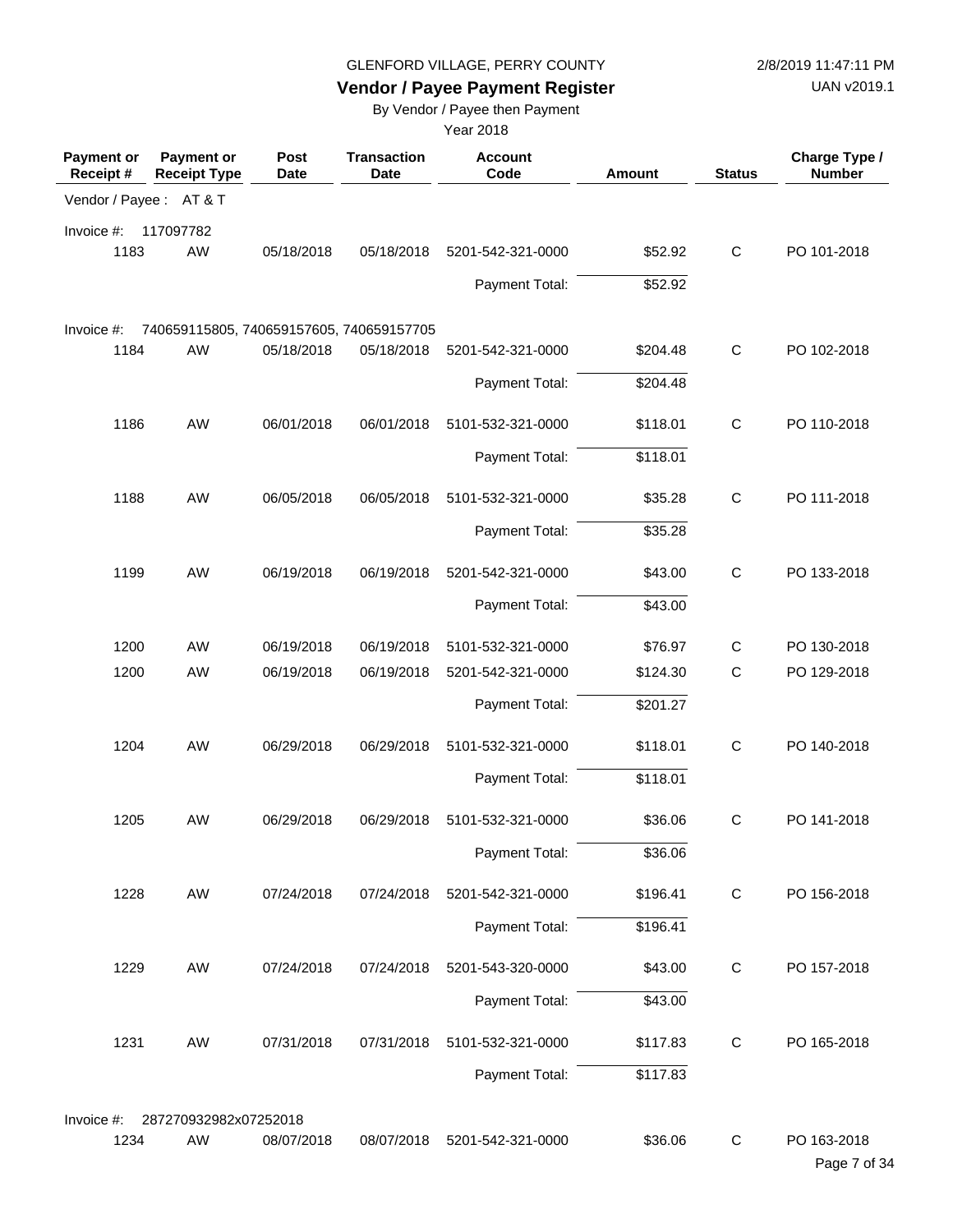GLENFORD VILLAGE, PERRY COUNTY

**Vendor / Payee Payment Register**

By Vendor / Payee then Payment

Year 2018

2/8/2019 11:47:11 PM

UAN v2019.1

| Payment or Receipt # | Payment or Receipt Type | Post Date | Transaction Date | Account Code | Amount | Status | Charge Type / Number |
|---|---|---|---|---|---|---|---|
| Vendor / Payee : AT & T | | | | | | | |
| Invoice #: 117097782 | | | | | | | |
| 1183 | AW | 05/18/2018 | 05/18/2018 | 5201-542-321-0000 | $52.92 | C | PO 101-2018 |
| | | | | Payment Total: | $52.92 | | |
| Invoice #: 740659115805, 740659157605, 740659157705 | | | | | | | |
| 1184 | AW | 05/18/2018 | 05/18/2018 | 5201-542-321-0000 | $204.48 | C | PO 102-2018 |
| | | | | Payment Total: | $204.48 | | |
| 1186 | AW | 06/01/2018 | 06/01/2018 | 5101-532-321-0000 | $118.01 | C | PO 110-2018 |
| | | | | Payment Total: | $118.01 | | |
| 1188 | AW | 06/05/2018 | 06/05/2018 | 5101-532-321-0000 | $35.28 | C | PO 111-2018 |
| | | | | Payment Total: | $35.28 | | |
| 1199 | AW | 06/19/2018 | 06/19/2018 | 5201-542-321-0000 | $43.00 | C | PO 133-2018 |
| | | | | Payment Total: | $43.00 | | |
| 1200 | AW | 06/19/2018 | 06/19/2018 | 5101-532-321-0000 | $76.97 | C | PO 130-2018 |
| 1200 | AW | 06/19/2018 | 06/19/2018 | 5201-542-321-0000 | $124.30 | C | PO 129-2018 |
| | | | | Payment Total: | $201.27 | | |
| 1204 | AW | 06/29/2018 | 06/29/2018 | 5101-532-321-0000 | $118.01 | C | PO 140-2018 |
| | | | | Payment Total: | $118.01 | | |
| 1205 | AW | 06/29/2018 | 06/29/2018 | 5101-532-321-0000 | $36.06 | C | PO 141-2018 |
| | | | | Payment Total: | $36.06 | | |
| 1228 | AW | 07/24/2018 | 07/24/2018 | 5201-542-321-0000 | $196.41 | C | PO 156-2018 |
| | | | | Payment Total: | $196.41 | | |
| 1229 | AW | 07/24/2018 | 07/24/2018 | 5201-543-320-0000 | $43.00 | C | PO 157-2018 |
| | | | | Payment Total: | $43.00 | | |
| 1231 | AW | 07/31/2018 | 07/31/2018 | 5101-532-321-0000 | $117.83 | C | PO 165-2018 |
| | | | | Payment Total: | $117.83 | | |
| Invoice #: 287270932982x07252018 | | | | | | | |
| 1234 | AW | 08/07/2018 | 08/07/2018 | 5201-542-321-0000 | $36.06 | C | PO 163-2018 |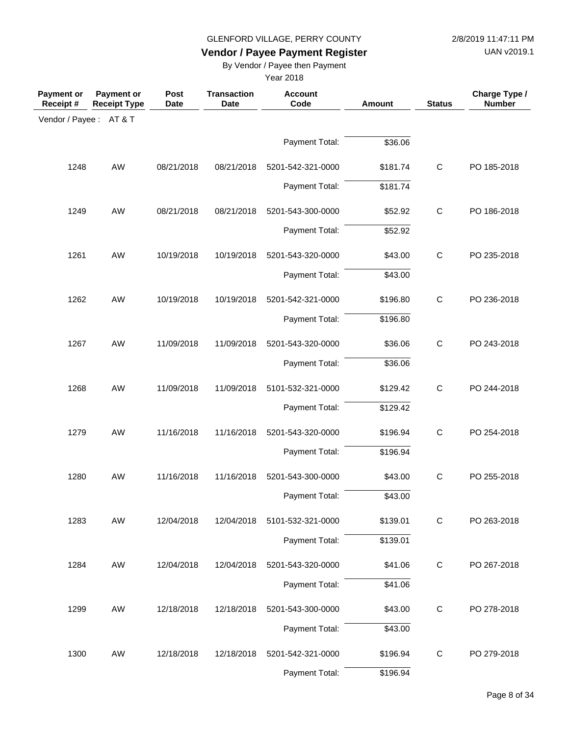GLENFORD VILLAGE, PERRY COUNTY

2/8/2019 11:47:11 PM

# Vendor / Payee Payment Register

UAN v2019.1

By Vendor / Payee then Payment

Year 2018

| Payment or Receipt # | Payment or Receipt Type | Post Date | Transaction Date | Account Code | Amount | Status | Charge Type / Number |
|---|---|---|---|---|---|---|---|
| Vendor / Payee : AT & T | | | | | | | |
| | | | | Payment Total: | $36.06 | | |
| 1248 | AW | 08/21/2018 | 08/21/2018 | 5201-542-321-0000 | $181.74 | C | PO 185-2018 |
| | | | | Payment Total: | $181.74 | | |
| 1249 | AW | 08/21/2018 | 08/21/2018 | 5201-543-300-0000 | $52.92 | C | PO 186-2018 |
| | | | | Payment Total: | $52.92 | | |
| 1261 | AW | 10/19/2018 | 10/19/2018 | 5201-543-320-0000 | $43.00 | C | PO 235-2018 |
| | | | | Payment Total: | $43.00 | | |
| 1262 | AW | 10/19/2018 | 10/19/2018 | 5201-542-321-0000 | $196.80 | C | PO 236-2018 |
| | | | | Payment Total: | $196.80 | | |
| 1267 | AW | 11/09/2018 | 11/09/2018 | 5201-543-320-0000 | $36.06 | C | PO 243-2018 |
| | | | | Payment Total: | $36.06 | | |
| 1268 | AW | 11/09/2018 | 11/09/2018 | 5101-532-321-0000 | $129.42 | C | PO 244-2018 |
| | | | | Payment Total: | $129.42 | | |
| 1279 | AW | 11/16/2018 | 11/16/2018 | 5201-543-320-0000 | $196.94 | C | PO 254-2018 |
| | | | | Payment Total: | $196.94 | | |
| 1280 | AW | 11/16/2018 | 11/16/2018 | 5201-543-300-0000 | $43.00 | C | PO 255-2018 |
| | | | | Payment Total: | $43.00 | | |
| 1283 | AW | 12/04/2018 | 12/04/2018 | 5101-532-321-0000 | $139.01 | C | PO 263-2018 |
| | | | | Payment Total: | $139.01 | | |
| 1284 | AW | 12/04/2018 | 12/04/2018 | 5201-543-320-0000 | $41.06 | C | PO 267-2018 |
| | | | | Payment Total: | $41.06 | | |
| 1299 | AW | 12/18/2018 | 12/18/2018 | 5201-543-300-0000 | $43.00 | C | PO 278-2018 |
| | | | | Payment Total: | $43.00 | | |
| 1300 | AW | 12/18/2018 | 12/18/2018 | 5201-542-321-0000 | $196.94 | C | PO 279-2018 |
| | | | | Payment Total: | $196.94 | | |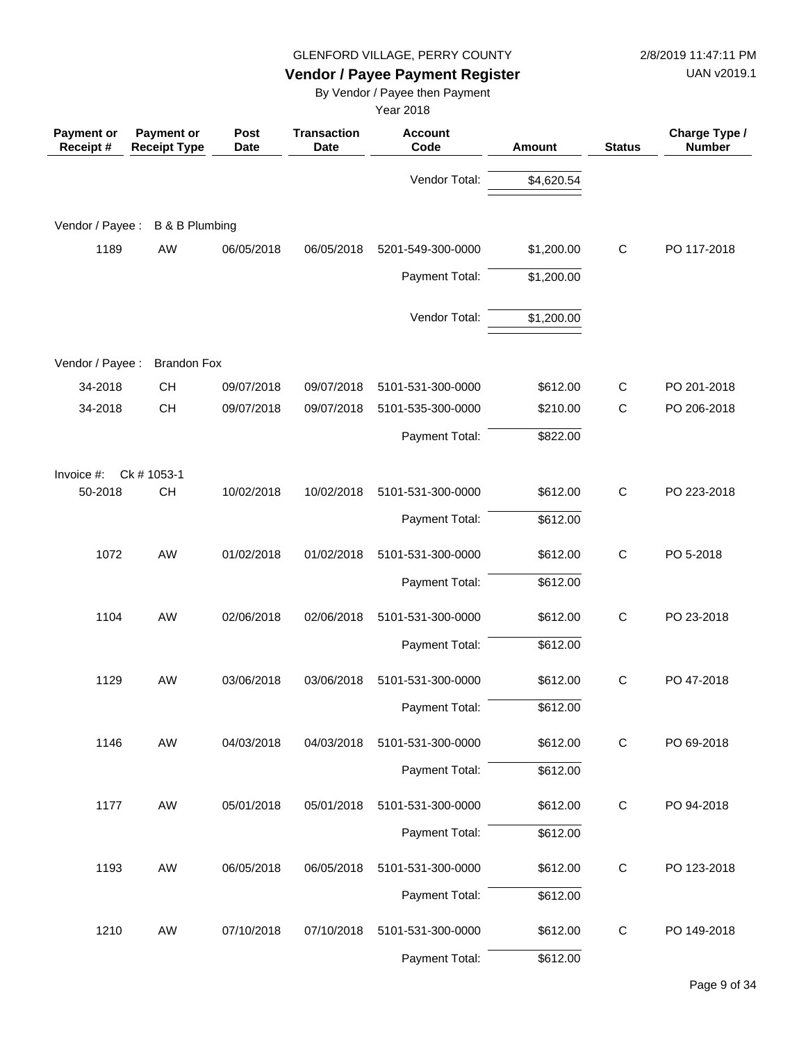GLENFORD VILLAGE, PERRY COUNTY

## Vendor / Payee Payment Register

By Vendor / Payee then Payment

Year 2018

2/8/2019 11:47:11 PM

UAN v2019.1

| Payment or Receipt # | Payment or Receipt Type | Post Date | Transaction Date | Account Code | Amount | Status | Charge Type / Number |
|---|---|---|---|---|---|---|---|
| | | | | Vendor Total: | $4,620.54 | | |
| **Vendor / Payee :** | **B & B Plumbing** | | | | | | |
| 1189 | AW | 06/05/2018 | 06/05/2018 | 5201-549-300-0000 | $1,200.00 | C | PO 117-2018 |
| | | | | Payment Total: | $1,200.00 | | |
| | | | | Vendor Total: | $1,200.00 | | |
| **Vendor / Payee :** | **Brandon Fox** | | | | | | |
| 34-2018 | CH | 09/07/2018 | 09/07/2018 | 5101-531-300-0000 | $612.00 | C | PO 201-2018 |
| 34-2018 | CH | 09/07/2018 | 09/07/2018 | 5101-535-300-0000 | $210.00 | C | PO 206-2018 |
| | | | | Payment Total: | $822.00 | | |
| Invoice #: | Ck # 1053-1 | | | | | | |
| 50-2018 | CH | 10/02/2018 | 10/02/2018 | 5101-531-300-0000 | $612.00 | C | PO 223-2018 |
| | | | | Payment Total: | $612.00 | | |
| 1072 | AW | 01/02/2018 | 01/02/2018 | 5101-531-300-0000 | $612.00 | C | PO 5-2018 |
| | | | | Payment Total: | $612.00 | | |
| 1104 | AW | 02/06/2018 | 02/06/2018 | 5101-531-300-0000 | $612.00 | C | PO 23-2018 |
| | | | | Payment Total: | $612.00 | | |
| 1129 | AW | 03/06/2018 | 03/06/2018 | 5101-531-300-0000 | $612.00 | C | PO 47-2018 |
| | | | | Payment Total: | $612.00 | | |
| 1146 | AW | 04/03/2018 | 04/03/2018 | 5101-531-300-0000 | $612.00 | C | PO 69-2018 |
| | | | | Payment Total: | $612.00 | | |
| 1177 | AW | 05/01/2018 | 05/01/2018 | 5101-531-300-0000 | $612.00 | C | PO 94-2018 |
| | | | | Payment Total: | $612.00 | | |
| 1193 | AW | 06/05/2018 | 06/05/2018 | 5101-531-300-0000 | $612.00 | C | PO 123-2018 |
| | | | | Payment Total: | $612.00 | | |
| 1210 | AW | 07/10/2018 | 07/10/2018 | 5101-531-300-0000 | $612.00 | C | PO 149-2018 |
| | | | | Payment Total: | $612.00 | | |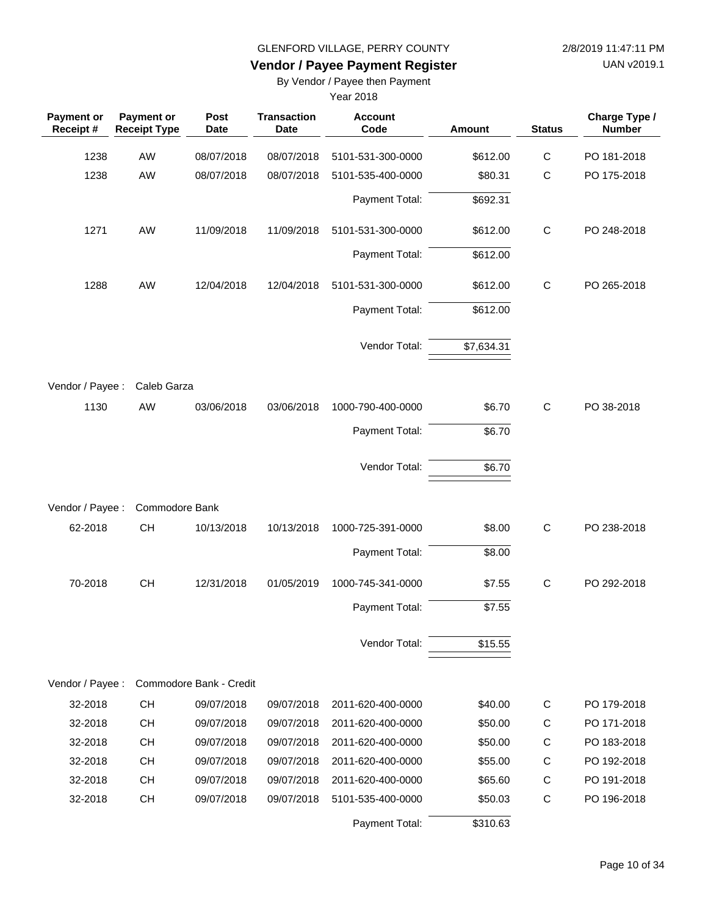GLENFORD VILLAGE, PERRY COUNTY

**Vendor / Payee Payment Register**

By Vendor / Payee then Payment

Year 2018

| Payment or Receipt # | Payment or Receipt Type | Post Date | Transaction Date | Account Code | Amount | Status | Charge Type / Number |
|---|---|---|---|---|---|---|---|
| 1238 | AW | 08/07/2018 | 08/07/2018 | 5101-531-300-0000 | $612.00 | C | PO 181-2018 |
| 1238 | AW | 08/07/2018 | 08/07/2018 | 5101-535-400-0000 | $80.31 | C | PO 175-2018 |
| | | | | Payment Total: | $692.31 | | |
| 1271 | AW | 11/09/2018 | 11/09/2018 | 5101-531-300-0000 | $612.00 | C | PO 248-2018 |
| | | | | Payment Total: | $612.00 | | |
| 1288 | AW | 12/04/2018 | 12/04/2018 | 5101-531-300-0000 | $612.00 | C | PO 265-2018 |
| | | | | Payment Total: | $612.00 | | |
| | | | | Vendor Total: | $7,634.31 | | |
| Vendor / Payee : | Caleb Garza | | | | | | |
| 1130 | AW | 03/06/2018 | 03/06/2018 | 1000-790-400-0000 | $6.70 | C | PO 38-2018 |
| | | | | Payment Total: | $6.70 | | |
| | | | | Vendor Total: | $6.70 | | |
| Vendor / Payee : | Commodore Bank | | | | | | |
| 62-2018 | CH | 10/13/2018 | 10/13/2018 | 1000-725-391-0000 | $8.00 | C | PO 238-2018 |
| | | | | Payment Total: | $8.00 | | |
| 70-2018 | CH | 12/31/2018 | 01/05/2019 | 1000-745-341-0000 | $7.55 | C | PO 292-2018 |
| | | | | Payment Total: | $7.55 | | |
| | | | | Vendor Total: | $15.55 | | |
| Vendor / Payee : | Commodore Bank - Credit | | | | | | |
| 32-2018 | CH | 09/07/2018 | 09/07/2018 | 2011-620-400-0000 | $40.00 | C | PO 179-2018 |
| 32-2018 | CH | 09/07/2018 | 09/07/2018 | 2011-620-400-0000 | $50.00 | C | PO 171-2018 |
| 32-2018 | CH | 09/07/2018 | 09/07/2018 | 2011-620-400-0000 | $50.00 | C | PO 183-2018 |
| 32-2018 | CH | 09/07/2018 | 09/07/2018 | 2011-620-400-0000 | $55.00 | C | PO 192-2018 |
| 32-2018 | CH | 09/07/2018 | 09/07/2018 | 2011-620-400-0000 | $65.60 | C | PO 191-2018 |
| 32-2018 | CH | 09/07/2018 | 09/07/2018 | 5101-535-400-0000 | $50.03 | C | PO 196-2018 |
| | | | | Payment Total: | $310.63 | | |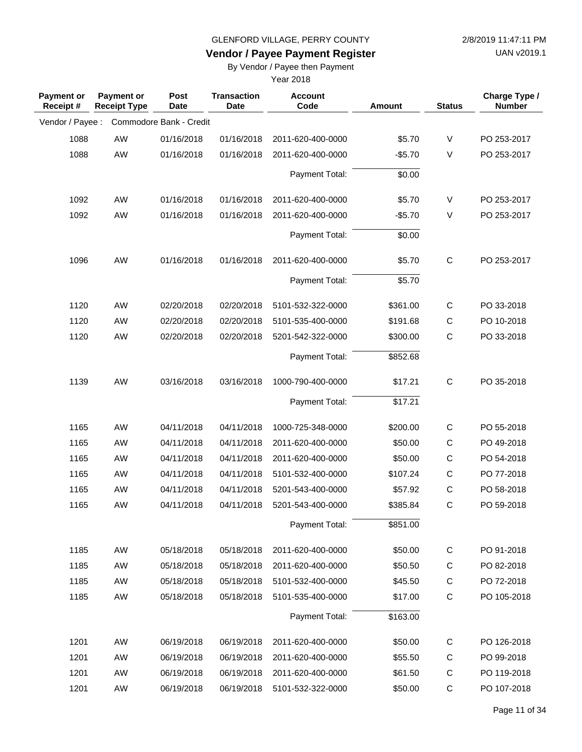GLENFORD VILLAGE, PERRY COUNTY

**Vendor / Payee Payment Register**

By Vendor / Payee then Payment

Year 2018

2/8/2019 11:47:11 PM

UAN v2019.1

| Payment or Receipt # | Payment or Receipt Type | Post Date | Transaction Date | Account Code | Amount | Status | Charge Type / Number |
|---|---|---|---|---|---|---|---|
| Vendor / Payee : | Commodore Bank - Credit | | | | | | |
| 1088 | AW | 01/16/2018 | 01/16/2018 | 2011-620-400-0000 | $5.70 | V | PO 253-2017 |
| 1088 | AW | 01/16/2018 | 01/16/2018 | 2011-620-400-0000 | -$5.70 | V | PO 253-2017 |
| | | | | Payment Total: | $0.00 | | |
| 1092 | AW | 01/16/2018 | 01/16/2018 | 2011-620-400-0000 | $5.70 | V | PO 253-2017 |
| 1092 | AW | 01/16/2018 | 01/16/2018 | 2011-620-400-0000 | -$5.70 | V | PO 253-2017 |
| | | | | Payment Total: | $0.00 | | |
| 1096 | AW | 01/16/2018 | 01/16/2018 | 2011-620-400-0000 | $5.70 | C | PO 253-2017 |
| | | | | Payment Total: | $5.70 | | |
| 1120 | AW | 02/20/2018 | 02/20/2018 | 5101-532-322-0000 | $361.00 | C | PO 33-2018 |
| 1120 | AW | 02/20/2018 | 02/20/2018 | 5101-535-400-0000 | $191.68 | C | PO 10-2018 |
| 1120 | AW | 02/20/2018 | 02/20/2018 | 5201-542-322-0000 | $300.00 | C | PO 33-2018 |
| | | | | Payment Total: | $852.68 | | |
| 1139 | AW | 03/16/2018 | 03/16/2018 | 1000-790-400-0000 | $17.21 | C | PO 35-2018 |
| | | | | Payment Total: | $17.21 | | |
| 1165 | AW | 04/11/2018 | 04/11/2018 | 1000-725-348-0000 | $200.00 | C | PO 55-2018 |
| 1165 | AW | 04/11/2018 | 04/11/2018 | 2011-620-400-0000 | $50.00 | C | PO 49-2018 |
| 1165 | AW | 04/11/2018 | 04/11/2018 | 2011-620-400-0000 | $50.00 | C | PO 54-2018 |
| 1165 | AW | 04/11/2018 | 04/11/2018 | 5101-532-400-0000 | $107.24 | C | PO 77-2018 |
| 1165 | AW | 04/11/2018 | 04/11/2018 | 5201-543-400-0000 | $57.92 | C | PO 58-2018 |
| 1165 | AW | 04/11/2018 | 04/11/2018 | 5201-543-400-0000 | $385.84 | C | PO 59-2018 |
| | | | | Payment Total: | $851.00 | | |
| 1185 | AW | 05/18/2018 | 05/18/2018 | 2011-620-400-0000 | $50.00 | C | PO 91-2018 |
| 1185 | AW | 05/18/2018 | 05/18/2018 | 2011-620-400-0000 | $50.50 | C | PO 82-2018 |
| 1185 | AW | 05/18/2018 | 05/18/2018 | 5101-532-400-0000 | $45.50 | C | PO 72-2018 |
| 1185 | AW | 05/18/2018 | 05/18/2018 | 5101-535-400-0000 | $17.00 | C | PO 105-2018 |
| | | | | Payment Total: | $163.00 | | |
| 1201 | AW | 06/19/2018 | 06/19/2018 | 2011-620-400-0000 | $50.00 | C | PO 126-2018 |
| 1201 | AW | 06/19/2018 | 06/19/2018 | 2011-620-400-0000 | $55.50 | C | PO 99-2018 |
| 1201 | AW | 06/19/2018 | 06/19/2018 | 2011-620-400-0000 | $61.50 | C | PO 119-2018 |
| 1201 | AW | 06/19/2018 | 06/19/2018 | 5101-532-322-0000 | $50.00 | C | PO 107-2018 |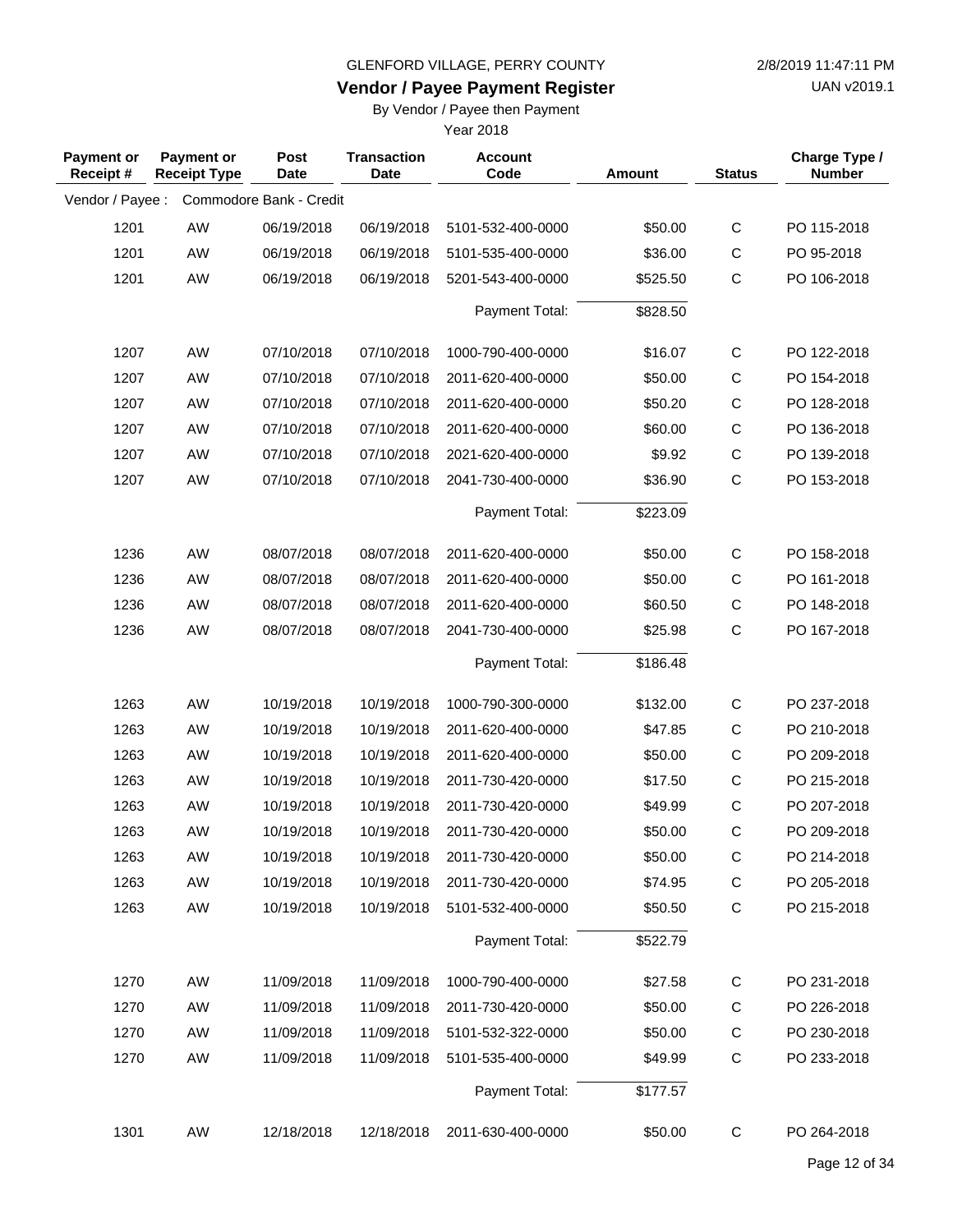GLENFORD VILLAGE, PERRY COUNTY

2/8/2019 11:47:11 PM

## Vendor / Payee Payment Register

UAN v2019.1

By Vendor / Payee then Payment

Year 2018

| Payment or Receipt # | Payment or Receipt Type | Post Date | Transaction Date | Account Code | Amount | Status | Charge Type / Number |
|---|---|---|---|---|---|---|---|
| Vendor / Payee : | Commodore Bank - Credit | | | | | | |
| 1201 | AW | 06/19/2018 | 06/19/2018 | 5101-532-400-0000 | $50.00 | C | PO 115-2018 |
| 1201 | AW | 06/19/2018 | 06/19/2018 | 5101-535-400-0000 | $36.00 | C | PO 95-2018 |
| 1201 | AW | 06/19/2018 | 06/19/2018 | 5201-543-400-0000 | $525.50 | C | PO 106-2018 |
| | | | | Payment Total: | $828.50 | | |
| 1207 | AW | 07/10/2018 | 07/10/2018 | 1000-790-400-0000 | $16.07 | C | PO 122-2018 |
| 1207 | AW | 07/10/2018 | 07/10/2018 | 2011-620-400-0000 | $50.00 | C | PO 154-2018 |
| 1207 | AW | 07/10/2018 | 07/10/2018 | 2011-620-400-0000 | $50.20 | C | PO 128-2018 |
| 1207 | AW | 07/10/2018 | 07/10/2018 | 2011-620-400-0000 | $60.00 | C | PO 136-2018 |
| 1207 | AW | 07/10/2018 | 07/10/2018 | 2021-620-400-0000 | $9.92 | C | PO 139-2018 |
| 1207 | AW | 07/10/2018 | 07/10/2018 | 2041-730-400-0000 | $36.90 | C | PO 153-2018 |
| | | | | Payment Total: | $223.09 | | |
| 1236 | AW | 08/07/2018 | 08/07/2018 | 2011-620-400-0000 | $50.00 | C | PO 158-2018 |
| 1236 | AW | 08/07/2018 | 08/07/2018 | 2011-620-400-0000 | $50.00 | C | PO 161-2018 |
| 1236 | AW | 08/07/2018 | 08/07/2018 | 2011-620-400-0000 | $60.50 | C | PO 148-2018 |
| 1236 | AW | 08/07/2018 | 08/07/2018 | 2041-730-400-0000 | $25.98 | C | PO 167-2018 |
| | | | | Payment Total: | $186.48 | | |
| 1263 | AW | 10/19/2018 | 10/19/2018 | 1000-790-300-0000 | $132.00 | C | PO 237-2018 |
| 1263 | AW | 10/19/2018 | 10/19/2018 | 2011-620-400-0000 | $47.85 | C | PO 210-2018 |
| 1263 | AW | 10/19/2018 | 10/19/2018 | 2011-620-400-0000 | $50.00 | C | PO 209-2018 |
| 1263 | AW | 10/19/2018 | 10/19/2018 | 2011-730-420-0000 | $17.50 | C | PO 215-2018 |
| 1263 | AW | 10/19/2018 | 10/19/2018 | 2011-730-420-0000 | $49.99 | C | PO 207-2018 |
| 1263 | AW | 10/19/2018 | 10/19/2018 | 2011-730-420-0000 | $50.00 | C | PO 209-2018 |
| 1263 | AW | 10/19/2018 | 10/19/2018 | 2011-730-420-0000 | $50.00 | C | PO 214-2018 |
| 1263 | AW | 10/19/2018 | 10/19/2018 | 2011-730-420-0000 | $74.95 | C | PO 205-2018 |
| 1263 | AW | 10/19/2018 | 10/19/2018 | 5101-532-400-0000 | $50.50 | C | PO 215-2018 |
| | | | | Payment Total: | $522.79 | | |
| 1270 | AW | 11/09/2018 | 11/09/2018 | 1000-790-400-0000 | $27.58 | C | PO 231-2018 |
| 1270 | AW | 11/09/2018 | 11/09/2018 | 2011-730-420-0000 | $50.00 | C | PO 226-2018 |
| 1270 | AW | 11/09/2018 | 11/09/2018 | 5101-532-322-0000 | $50.00 | C | PO 230-2018 |
| 1270 | AW | 11/09/2018 | 11/09/2018 | 5101-535-400-0000 | $49.99 | C | PO 233-2018 |
| | | | | Payment Total: | $177.57 | | |
| 1301 | AW | 12/18/2018 | 12/18/2018 | 2011-630-400-0000 | $50.00 | C | PO 264-2018 |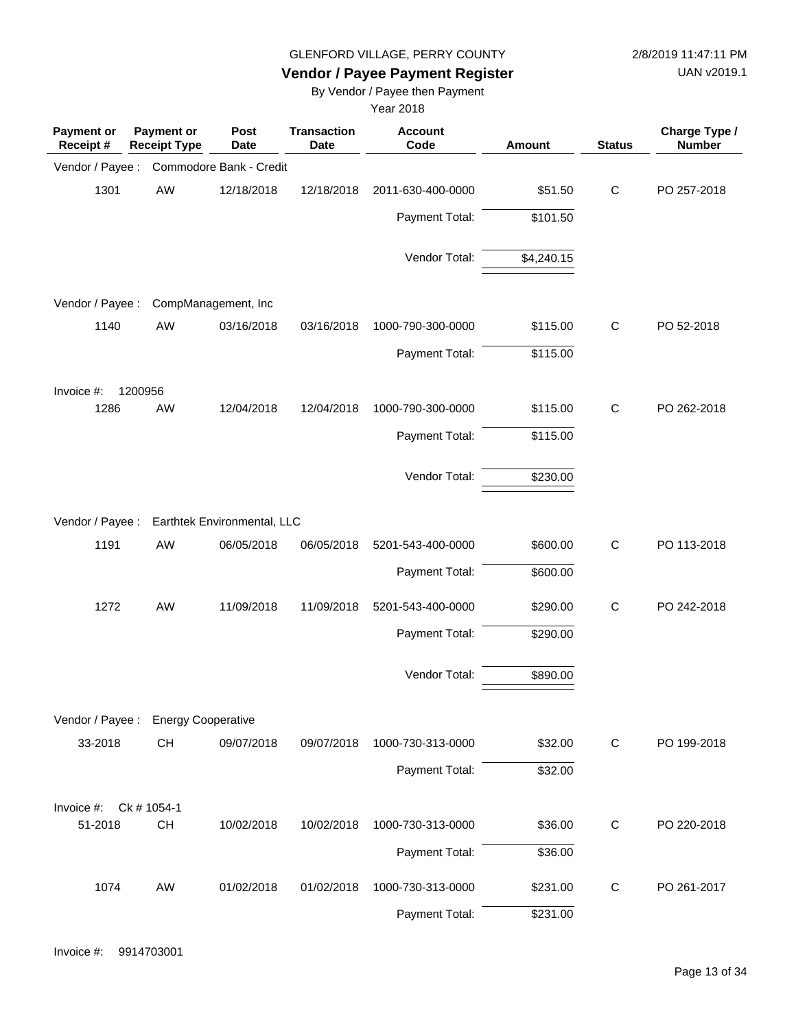GLENFORD VILLAGE, PERRY COUNTY

**Vendor / Payee Payment Register**

By Vendor / Payee then Payment

Year 2018

2/8/2019 11:47:11 PM

UAN v2019.1

| Payment or Receipt # | Payment or Receipt Type | Post Date | Transaction Date | Account Code | Amount | Status | Charge Type / Number |
|---|---|---|---|---|---|---|---|
| Vendor / Payee : | Commodore Bank - Credit | | | | | | |
| 1301 | AW | 12/18/2018 | 12/18/2018 | 2011-630-400-0000 | $51.50 | C | PO 257-2018 |
| | | | | Payment Total: | $101.50 | | |
| | | | | Vendor Total: | $4,240.15 | | |
| Vendor / Payee : | CompManagement, Inc | | | | | | |
| 1140 | AW | 03/16/2018 | 03/16/2018 | 1000-790-300-0000 | $115.00 | C | PO 52-2018 |
| | | | | Payment Total: | $115.00 | | |
| Invoice #: 1200956 | | | | | | | |
| 1286 | AW | 12/04/2018 | 12/04/2018 | 1000-790-300-0000 | $115.00 | C | PO 262-2018 |
| | | | | Payment Total: | $115.00 | | |
| | | | | Vendor Total: | $230.00 | | |
| Vendor / Payee : | Earthtek Environmental, LLC | | | | | | |
| 1191 | AW | 06/05/2018 | 06/05/2018 | 5201-543-400-0000 | $600.00 | C | PO 113-2018 |
| | | | | Payment Total: | $600.00 | | |
| 1272 | AW | 11/09/2018 | 11/09/2018 | 5201-543-400-0000 | $290.00 | C | PO 242-2018 |
| | | | | Payment Total: | $290.00 | | |
| | | | | Vendor Total: | $890.00 | | |
| Vendor / Payee : | Energy Cooperative | | | | | | |
| 33-2018 | CH | 09/07/2018 | 09/07/2018 | 1000-730-313-0000 | $32.00 | C | PO 199-2018 |
| | | | | Payment Total: | $32.00 | | |
| Invoice #: Ck # 1054-1 | | | | | | | |
| 51-2018 | CH | 10/02/2018 | 10/02/2018 | 1000-730-313-0000 | $36.00 | C | PO 220-2018 |
| | | | | Payment Total: | $36.00 | | |
| 1074 | AW | 01/02/2018 | 01/02/2018 | 1000-730-313-0000 | $231.00 | C | PO 261-2017 |
| | | | | Payment Total: | $231.00 | | |

Invoice #: 9914703001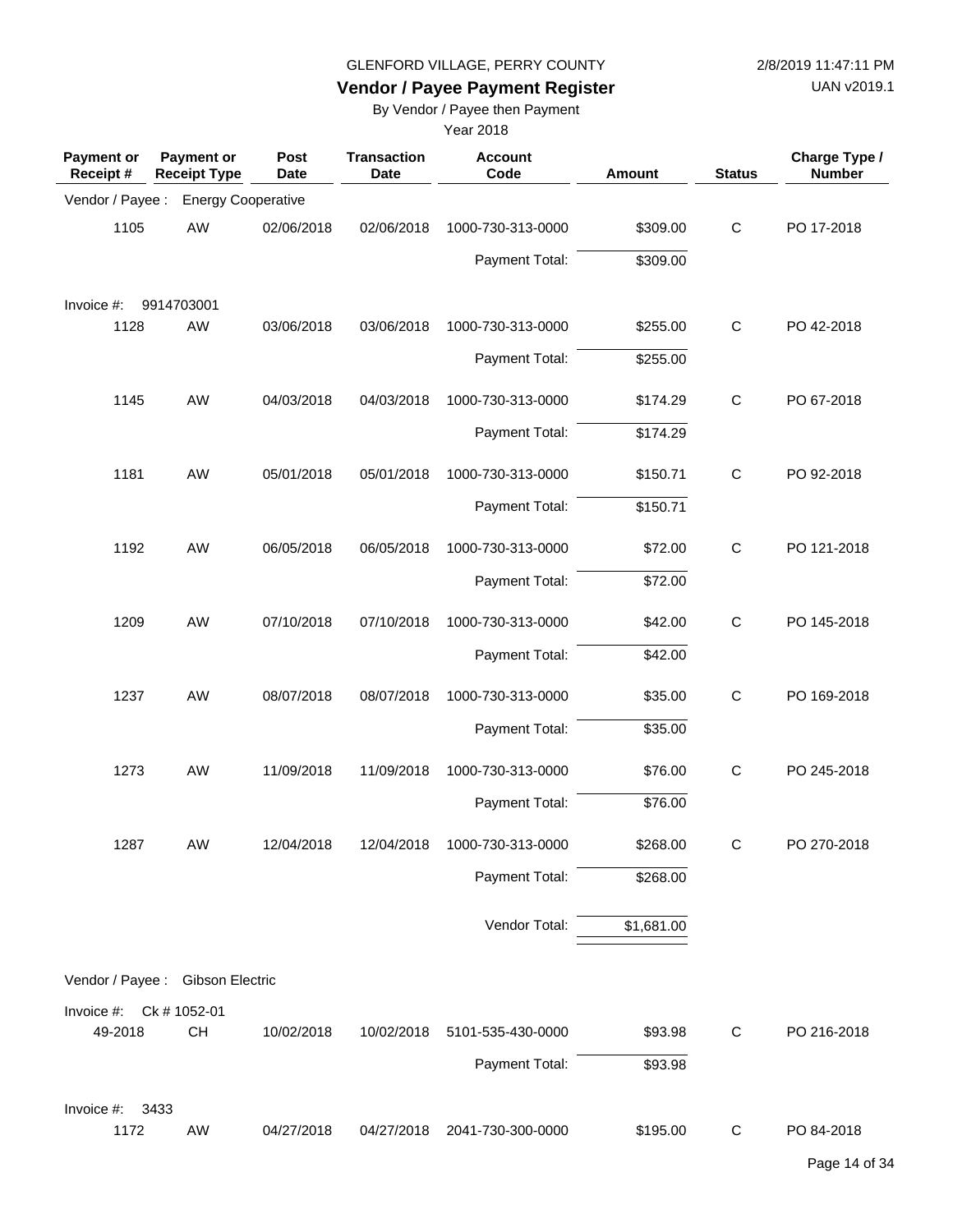GLENFORD VILLAGE, PERRY COUNTY

2/8/2019 11:47:11 PM

# Vendor / Payee Payment Register

UAN v2019.1

By Vendor / Payee then Payment

Year 2018

| Payment or Receipt # | Payment or Receipt Type | Post Date | Transaction Date | Account Code | Amount | Status | Charge Type / Number |
|---|---|---|---|---|---|---|---|
| Vendor / Payee : | Energy Cooperative | | | | | | |
| 1105 | AW | 02/06/2018 | 02/06/2018 | 1000-730-313-0000 | $309.00 | C | PO 17-2018 |
| | | | | Payment Total: | $309.00 | | |
| Invoice #: | 9914703001 | | | | | | |
| 1128 | AW | 03/06/2018 | 03/06/2018 | 1000-730-313-0000 | $255.00 | C | PO 42-2018 |
| | | | | Payment Total: | $255.00 | | |
| 1145 | AW | 04/03/2018 | 04/03/2018 | 1000-730-313-0000 | $174.29 | C | PO 67-2018 |
| | | | | Payment Total: | $174.29 | | |
| 1181 | AW | 05/01/2018 | 05/01/2018 | 1000-730-313-0000 | $150.71 | C | PO 92-2018 |
| | | | | Payment Total: | $150.71 | | |
| 1192 | AW | 06/05/2018 | 06/05/2018 | 1000-730-313-0000 | $72.00 | C | PO 121-2018 |
| | | | | Payment Total: | $72.00 | | |
| 1209 | AW | 07/10/2018 | 07/10/2018 | 1000-730-313-0000 | $42.00 | C | PO 145-2018 |
| | | | | Payment Total: | $42.00 | | |
| 1237 | AW | 08/07/2018 | 08/07/2018 | 1000-730-313-0000 | $35.00 | C | PO 169-2018 |
| | | | | Payment Total: | $35.00 | | |
| 1273 | AW | 11/09/2018 | 11/09/2018 | 1000-730-313-0000 | $76.00 | C | PO 245-2018 |
| | | | | Payment Total: | $76.00 | | |
| 1287 | AW | 12/04/2018 | 12/04/2018 | 1000-730-313-0000 | $268.00 | C | PO 270-2018 |
| | | | | Payment Total: | $268.00 | | |
| | | | | Vendor Total: | $1,681.00 | | |
| Vendor / Payee : | Gibson Electric | | | | | | |
| Invoice #: | Ck # 1052-01 | | | | | | |
| 49-2018 | CH | 10/02/2018 | 10/02/2018 | 5101-535-430-0000 | $93.98 | C | PO 216-2018 |
| | | | | Payment Total: | $93.98 | | |
| Invoice #: | 3433 | | | | | | |
| 1172 | AW | 04/27/2018 | 04/27/2018 | 2041-730-300-0000 | $195.00 | C | PO 84-2018 |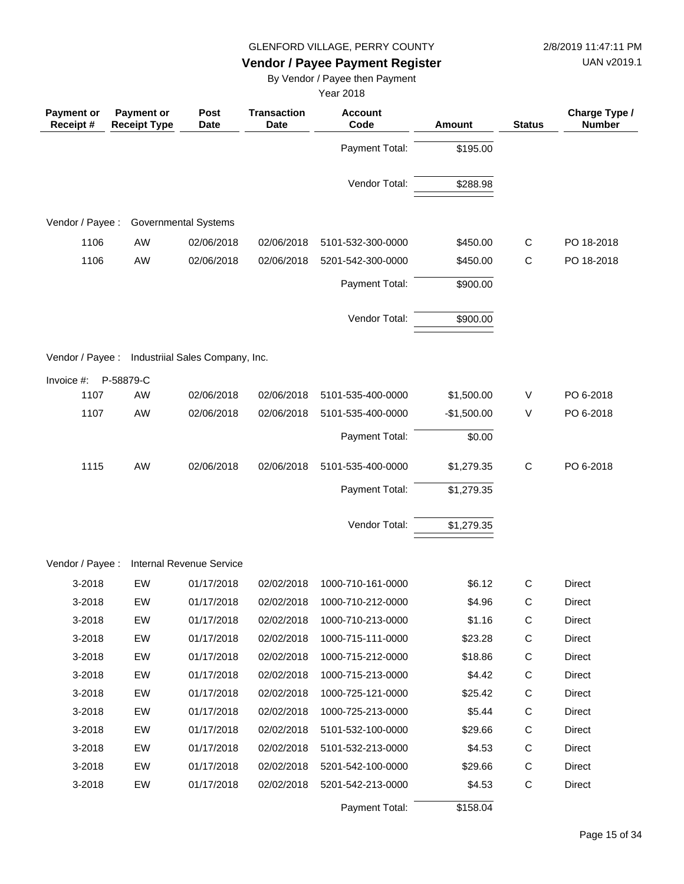GLENFORD VILLAGE, PERRY COUNTY

**Vendor / Payee Payment Register**

By Vendor / Payee then Payment

Year 2018

| Payment or Receipt # | Payment or Receipt Type | Post Date | Transaction Date | Account Code | Amount | Status | Charge Type / Number |
|---|---|---|---|---|---|---|---|
| | | | | Payment Total: | $195.00 | | |
| | | | | Vendor Total: | $288.98 | | |
| Vendor / Payee : | Governmental Systems | | | | | | |
| 1106 | AW | 02/06/2018 | 02/06/2018 | 5101-532-300-0000 | $450.00 | C | PO 18-2018 |
| 1106 | AW | 02/06/2018 | 02/06/2018 | 5201-542-300-0000 | $450.00 | C | PO 18-2018 |
| | | | | Payment Total: | $900.00 | | |
| | | | | Vendor Total: | $900.00 | | |
| Vendor / Payee : | Industriial Sales Company, Inc. | | | | | | |
| Invoice #: | P-58879-C | | | | | | |
| 1107 | AW | 02/06/2018 | 02/06/2018 | 5101-535-400-0000 | $1,500.00 | V | PO 6-2018 |
| 1107 | AW | 02/06/2018 | 02/06/2018 | 5101-535-400-0000 | -$1,500.00 | V | PO 6-2018 |
| | | | | Payment Total: | $0.00 | | |
| 1115 | AW | 02/06/2018 | 02/06/2018 | 5101-535-400-0000 | $1,279.35 | C | PO 6-2018 |
| | | | | Payment Total: | $1,279.35 | | |
| | | | | Vendor Total: | $1,279.35 | | |
| Vendor / Payee : | Internal Revenue Service | | | | | | |
| 3-2018 | EW | 01/17/2018 | 02/02/2018 | 1000-710-161-0000 | $6.12 | C | Direct |
| 3-2018 | EW | 01/17/2018 | 02/02/2018 | 1000-710-212-0000 | $4.96 | C | Direct |
| 3-2018 | EW | 01/17/2018 | 02/02/2018 | 1000-710-213-0000 | $1.16 | C | Direct |
| 3-2018 | EW | 01/17/2018 | 02/02/2018 | 1000-715-111-0000 | $23.28 | C | Direct |
| 3-2018 | EW | 01/17/2018 | 02/02/2018 | 1000-715-212-0000 | $18.86 | C | Direct |
| 3-2018 | EW | 01/17/2018 | 02/02/2018 | 1000-715-213-0000 | $4.42 | C | Direct |
| 3-2018 | EW | 01/17/2018 | 02/02/2018 | 1000-725-121-0000 | $25.42 | C | Direct |
| 3-2018 | EW | 01/17/2018 | 02/02/2018 | 1000-725-213-0000 | $5.44 | C | Direct |
| 3-2018 | EW | 01/17/2018 | 02/02/2018 | 5101-532-100-0000 | $29.66 | C | Direct |
| 3-2018 | EW | 01/17/2018 | 02/02/2018 | 5101-532-213-0000 | $4.53 | C | Direct |
| 3-2018 | EW | 01/17/2018 | 02/02/2018 | 5201-542-100-0000 | $29.66 | C | Direct |
| 3-2018 | EW | 01/17/2018 | 02/02/2018 | 5201-542-213-0000 | $4.53 | C | Direct |
| | | | | Payment Total: | $158.04 | | |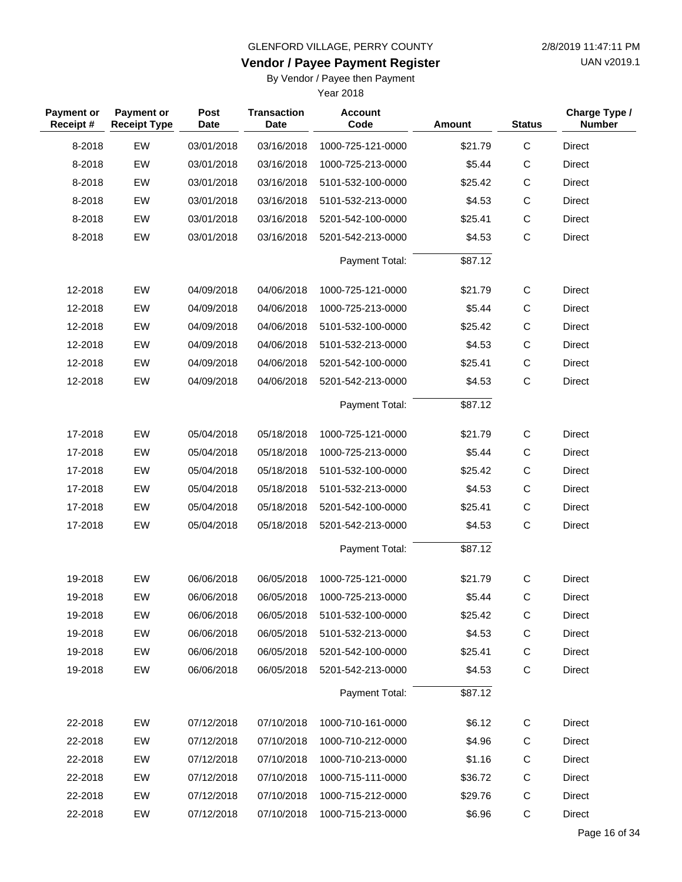GLENFORD VILLAGE, PERRY COUNTY

**Vendor / Payee Payment Register**

By Vendor / Payee then Payment

Year 2018

| Payment or Receipt # | Payment or Receipt Type | Post Date | Transaction Date | Account Code | Amount | Status | Charge Type / Number |
|---|---|---|---|---|---|---|---|
| 8-2018 | EW | 03/01/2018 | 03/16/2018 | 1000-725-121-0000 | $21.79 | C | Direct |
| 8-2018 | EW | 03/01/2018 | 03/16/2018 | 1000-725-213-0000 | $5.44 | C | Direct |
| 8-2018 | EW | 03/01/2018 | 03/16/2018 | 5101-532-100-0000 | $25.42 | C | Direct |
| 8-2018 | EW | 03/01/2018 | 03/16/2018 | 5101-532-213-0000 | $4.53 | C | Direct |
| 8-2018 | EW | 03/01/2018 | 03/16/2018 | 5201-542-100-0000 | $25.41 | C | Direct |
| 8-2018 | EW | 03/01/2018 | 03/16/2018 | 5201-542-213-0000 | $4.53 | C | Direct |
| | | | | Payment Total: | $87.12 | | |
| 12-2018 | EW | 04/09/2018 | 04/06/2018 | 1000-725-121-0000 | $21.79 | C | Direct |
| 12-2018 | EW | 04/09/2018 | 04/06/2018 | 1000-725-213-0000 | $5.44 | C | Direct |
| 12-2018 | EW | 04/09/2018 | 04/06/2018 | 5101-532-100-0000 | $25.42 | C | Direct |
| 12-2018 | EW | 04/09/2018 | 04/06/2018 | 5101-532-213-0000 | $4.53 | C | Direct |
| 12-2018 | EW | 04/09/2018 | 04/06/2018 | 5201-542-100-0000 | $25.41 | C | Direct |
| 12-2018 | EW | 04/09/2018 | 04/06/2018 | 5201-542-213-0000 | $4.53 | C | Direct |
| | | | | Payment Total: | $87.12 | | |
| 17-2018 | EW | 05/04/2018 | 05/18/2018 | 1000-725-121-0000 | $21.79 | C | Direct |
| 17-2018 | EW | 05/04/2018 | 05/18/2018 | 1000-725-213-0000 | $5.44 | C | Direct |
| 17-2018 | EW | 05/04/2018 | 05/18/2018 | 5101-532-100-0000 | $25.42 | C | Direct |
| 17-2018 | EW | 05/04/2018 | 05/18/2018 | 5101-532-213-0000 | $4.53 | C | Direct |
| 17-2018 | EW | 05/04/2018 | 05/18/2018 | 5201-542-100-0000 | $25.41 | C | Direct |
| 17-2018 | EW | 05/04/2018 | 05/18/2018 | 5201-542-213-0000 | $4.53 | C | Direct |
| | | | | Payment Total: | $87.12 | | |
| 19-2018 | EW | 06/06/2018 | 06/05/2018 | 1000-725-121-0000 | $21.79 | C | Direct |
| 19-2018 | EW | 06/06/2018 | 06/05/2018 | 1000-725-213-0000 | $5.44 | C | Direct |
| 19-2018 | EW | 06/06/2018 | 06/05/2018 | 5101-532-100-0000 | $25.42 | C | Direct |
| 19-2018 | EW | 06/06/2018 | 06/05/2018 | 5101-532-213-0000 | $4.53 | C | Direct |
| 19-2018 | EW | 06/06/2018 | 06/05/2018 | 5201-542-100-0000 | $25.41 | C | Direct |
| 19-2018 | EW | 06/06/2018 | 06/05/2018 | 5201-542-213-0000 | $4.53 | C | Direct |
| | | | | Payment Total: | $87.12 | | |
| 22-2018 | EW | 07/12/2018 | 07/10/2018 | 1000-710-161-0000 | $6.12 | C | Direct |
| 22-2018 | EW | 07/12/2018 | 07/10/2018 | 1000-710-212-0000 | $4.96 | C | Direct |
| 22-2018 | EW | 07/12/2018 | 07/10/2018 | 1000-710-213-0000 | $1.16 | C | Direct |
| 22-2018 | EW | 07/12/2018 | 07/10/2018 | 1000-715-111-0000 | $36.72 | C | Direct |
| 22-2018 | EW | 07/12/2018 | 07/10/2018 | 1000-715-212-0000 | $29.76 | C | Direct |
| 22-2018 | EW | 07/12/2018 | 07/10/2018 | 1000-715-213-0000 | $6.96 | C | Direct |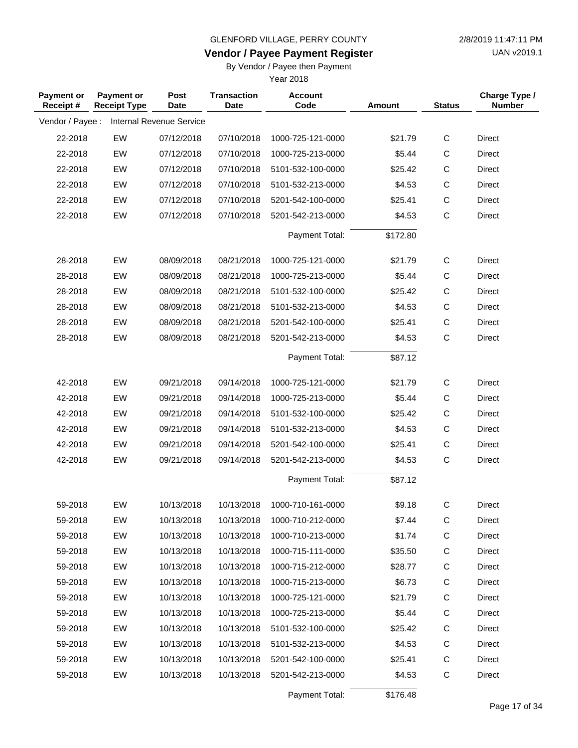GLENFORD VILLAGE, PERRY COUNTY

2/8/2019 11:47:11 PM

# Vendor / Payee Payment Register

UAN v2019.1

By Vendor / Payee then Payment

Year 2018

| Payment or Receipt # | Payment or Receipt Type | Post Date | Transaction Date | Account Code | Amount | Status | Charge Type / Number |
|---|---|---|---|---|---|---|---|
| Vendor / Payee : | Internal Revenue Service | | | | | | |
| 22-2018 | EW | 07/12/2018 | 07/10/2018 | 1000-725-121-0000 | $21.79 | C | Direct |
| 22-2018 | EW | 07/12/2018 | 07/10/2018 | 1000-725-213-0000 | $5.44 | C | Direct |
| 22-2018 | EW | 07/12/2018 | 07/10/2018 | 5101-532-100-0000 | $25.42 | C | Direct |
| 22-2018 | EW | 07/12/2018 | 07/10/2018 | 5101-532-213-0000 | $4.53 | C | Direct |
| 22-2018 | EW | 07/12/2018 | 07/10/2018 | 5201-542-100-0000 | $25.41 | C | Direct |
| 22-2018 | EW | 07/12/2018 | 07/10/2018 | 5201-542-213-0000 | $4.53 | C | Direct |
| | | | | Payment Total: | $172.80 | | |
| 28-2018 | EW | 08/09/2018 | 08/21/2018 | 1000-725-121-0000 | $21.79 | C | Direct |
| 28-2018 | EW | 08/09/2018 | 08/21/2018 | 1000-725-213-0000 | $5.44 | C | Direct |
| 28-2018 | EW | 08/09/2018 | 08/21/2018 | 5101-532-100-0000 | $25.42 | C | Direct |
| 28-2018 | EW | 08/09/2018 | 08/21/2018 | 5101-532-213-0000 | $4.53 | C | Direct |
| 28-2018 | EW | 08/09/2018 | 08/21/2018 | 5201-542-100-0000 | $25.41 | C | Direct |
| 28-2018 | EW | 08/09/2018 | 08/21/2018 | 5201-542-213-0000 | $4.53 | C | Direct |
| | | | | Payment Total: | $87.12 | | |
| 42-2018 | EW | 09/21/2018 | 09/14/2018 | 1000-725-121-0000 | $21.79 | C | Direct |
| 42-2018 | EW | 09/21/2018 | 09/14/2018 | 1000-725-213-0000 | $5.44 | C | Direct |
| 42-2018 | EW | 09/21/2018 | 09/14/2018 | 5101-532-100-0000 | $25.42 | C | Direct |
| 42-2018 | EW | 09/21/2018 | 09/14/2018 | 5101-532-213-0000 | $4.53 | C | Direct |
| 42-2018 | EW | 09/21/2018 | 09/14/2018 | 5201-542-100-0000 | $25.41 | C | Direct |
| 42-2018 | EW | 09/21/2018 | 09/14/2018 | 5201-542-213-0000 | $4.53 | C | Direct |
| | | | | Payment Total: | $87.12 | | |
| 59-2018 | EW | 10/13/2018 | 10/13/2018 | 1000-710-161-0000 | $9.18 | C | Direct |
| 59-2018 | EW | 10/13/2018 | 10/13/2018 | 1000-710-212-0000 | $7.44 | C | Direct |
| 59-2018 | EW | 10/13/2018 | 10/13/2018 | 1000-710-213-0000 | $1.74 | C | Direct |
| 59-2018 | EW | 10/13/2018 | 10/13/2018 | 1000-715-111-0000 | $35.50 | C | Direct |
| 59-2018 | EW | 10/13/2018 | 10/13/2018 | 1000-715-212-0000 | $28.77 | C | Direct |
| 59-2018 | EW | 10/13/2018 | 10/13/2018 | 1000-715-213-0000 | $6.73 | C | Direct |
| 59-2018 | EW | 10/13/2018 | 10/13/2018 | 1000-725-121-0000 | $21.79 | C | Direct |
| 59-2018 | EW | 10/13/2018 | 10/13/2018 | 1000-725-213-0000 | $5.44 | C | Direct |
| 59-2018 | EW | 10/13/2018 | 10/13/2018 | 5101-532-100-0000 | $25.42 | C | Direct |
| 59-2018 | EW | 10/13/2018 | 10/13/2018 | 5101-532-213-0000 | $4.53 | C | Direct |
| 59-2018 | EW | 10/13/2018 | 10/13/2018 | 5201-542-100-0000 | $25.41 | C | Direct |
| 59-2018 | EW | 10/13/2018 | 10/13/2018 | 5201-542-213-0000 | $4.53 | C | Direct |
| | | | | Payment Total: | $176.48 | | |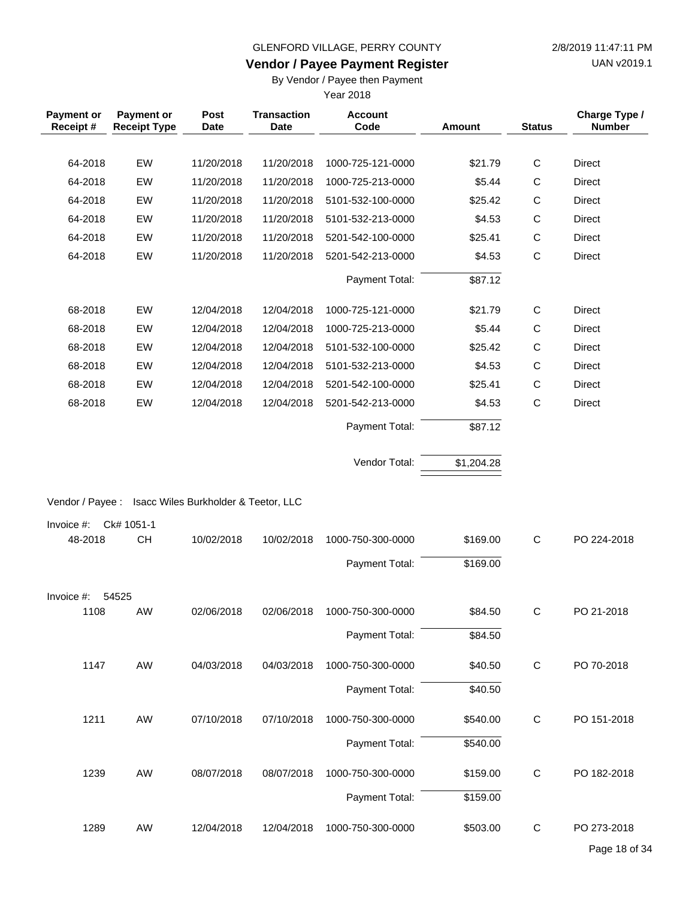GLENFORD VILLAGE, PERRY COUNTY

# Vendor / Payee Payment Register

By Vendor / Payee then Payment

Year 2018

2/8/2019 11:47:11 PM

UAN v2019.1

| Payment or Receipt # | Payment or Receipt Type | Post Date | Transaction Date | Account Code | Amount | Status | Charge Type / Number |
|---|---|---|---|---|---|---|---|
| 64-2018 | EW | 11/20/2018 | 11/20/2018 | 1000-725-121-0000 | $21.79 | C | Direct |
| 64-2018 | EW | 11/20/2018 | 11/20/2018 | 1000-725-213-0000 | $5.44 | C | Direct |
| 64-2018 | EW | 11/20/2018 | 11/20/2018 | 5101-532-100-0000 | $25.42 | C | Direct |
| 64-2018 | EW | 11/20/2018 | 11/20/2018 | 5101-532-213-0000 | $4.53 | C | Direct |
| 64-2018 | EW | 11/20/2018 | 11/20/2018 | 5201-542-100-0000 | $25.41 | C | Direct |
| 64-2018 | EW | 11/20/2018 | 11/20/2018 | 5201-542-213-0000 | $4.53 | C | Direct |
| | | | | Payment Total: | $87.12 | | |
| 68-2018 | EW | 12/04/2018 | 12/04/2018 | 1000-725-121-0000 | $21.79 | C | Direct |
| 68-2018 | EW | 12/04/2018 | 12/04/2018 | 1000-725-213-0000 | $5.44 | C | Direct |
| 68-2018 | EW | 12/04/2018 | 12/04/2018 | 5101-532-100-0000 | $25.42 | C | Direct |
| 68-2018 | EW | 12/04/2018 | 12/04/2018 | 5101-532-213-0000 | $4.53 | C | Direct |
| 68-2018 | EW | 12/04/2018 | 12/04/2018 | 5201-542-100-0000 | $25.41 | C | Direct |
| 68-2018 | EW | 12/04/2018 | 12/04/2018 | 5201-542-213-0000 | $4.53 | C | Direct |
| | | | | Payment Total: | $87.12 | | |
| | | | | Vendor Total: | $1,204.28 | | |

Vendor / Payee : Isacc Wiles Burkholder & Teetor, LLC

| Payment or Receipt # | Payment or Receipt Type | Post Date | Transaction Date | Account Code | Amount | Status | Charge Type / Number |
|---|---|---|---|---|---|---|---|
| Invoice #: Ck# 1051-1 | | | | | | | |
| 48-2018 | CH | 10/02/2018 | 10/02/2018 | 1000-750-300-0000 | $169.00 | C | PO 224-2018 |
| | | | | Payment Total: | $169.00 | | |
| Invoice #: 54525 | | | | | | | |
| 1108 | AW | 02/06/2018 | 02/06/2018 | 1000-750-300-0000 | $84.50 | C | PO 21-2018 |
| | | | | Payment Total: | $84.50 | | |
| 1147 | AW | 04/03/2018 | 04/03/2018 | 1000-750-300-0000 | $40.50 | C | PO 70-2018 |
| | | | | Payment Total: | $40.50 | | |
| 1211 | AW | 07/10/2018 | 07/10/2018 | 1000-750-300-0000 | $540.00 | C | PO 151-2018 |
| | | | | Payment Total: | $540.00 | | |
| 1239 | AW | 08/07/2018 | 08/07/2018 | 1000-750-300-0000 | $159.00 | C | PO 182-2018 |
| | | | | Payment Total: | $159.00 | | |
| 1289 | AW | 12/04/2018 | 12/04/2018 | 1000-750-300-0000 | $503.00 | C | PO 273-2018 |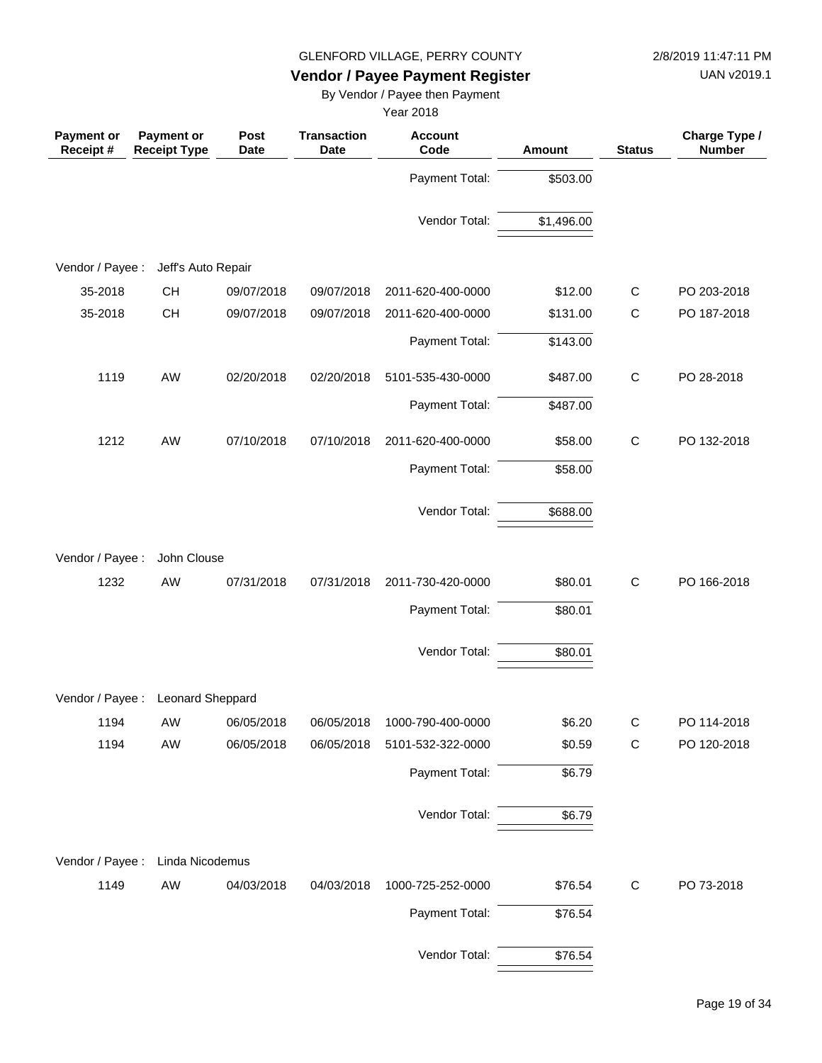GLENFORD VILLAGE, PERRY COUNTY

**Vendor / Payee Payment Register**

By Vendor / Payee then Payment

Year 2018

| Payment or Receipt # | Payment or Receipt Type | Post Date | Transaction Date | Account Code | Amount | Status | Charge Type / Number |
|---|---|---|---|---|---|---|---|
| | | | | Payment Total: | $503.00 | | |
| | | | | Vendor Total: | $1,496.00 | | |
| Vendor / Payee : | Jeff's Auto Repair | | | | | | |
| 35-2018 | CH | 09/07/2018 | 09/07/2018 | 2011-620-400-0000 | $12.00 | C | PO 203-2018 |
| 35-2018 | CH | 09/07/2018 | 09/07/2018 | 2011-620-400-0000 | $131.00 | C | PO 187-2018 |
| | | | | Payment Total: | $143.00 | | |
| 1119 | AW | 02/20/2018 | 02/20/2018 | 5101-535-430-0000 | $487.00 | C | PO 28-2018 |
| | | | | Payment Total: | $487.00 | | |
| 1212 | AW | 07/10/2018 | 07/10/2018 | 2011-620-400-0000 | $58.00 | C | PO 132-2018 |
| | | | | Payment Total: | $58.00 | | |
| | | | | Vendor Total: | $688.00 | | |
| Vendor / Payee : | John Clouse | | | | | | |
| 1232 | AW | 07/31/2018 | 07/31/2018 | 2011-730-420-0000 | $80.01 | C | PO 166-2018 |
| | | | | Payment Total: | $80.01 | | |
| | | | | Vendor Total: | $80.01 | | |
| Vendor / Payee : | Leonard Sheppard | | | | | | |
| 1194 | AW | 06/05/2018 | 06/05/2018 | 1000-790-400-0000 | $6.20 | C | PO 114-2018 |
| 1194 | AW | 06/05/2018 | 06/05/2018 | 5101-532-322-0000 | $0.59 | C | PO 120-2018 |
| | | | | Payment Total: | $6.79 | | |
| | | | | Vendor Total: | $6.79 | | |
| Vendor / Payee : | Linda Nicodemus | | | | | | |
| 1149 | AW | 04/03/2018 | 04/03/2018 | 1000-725-252-0000 | $76.54 | C | PO 73-2018 |
| | | | | Payment Total: | $76.54 | | |
| | | | | Vendor Total: | $76.54 | | |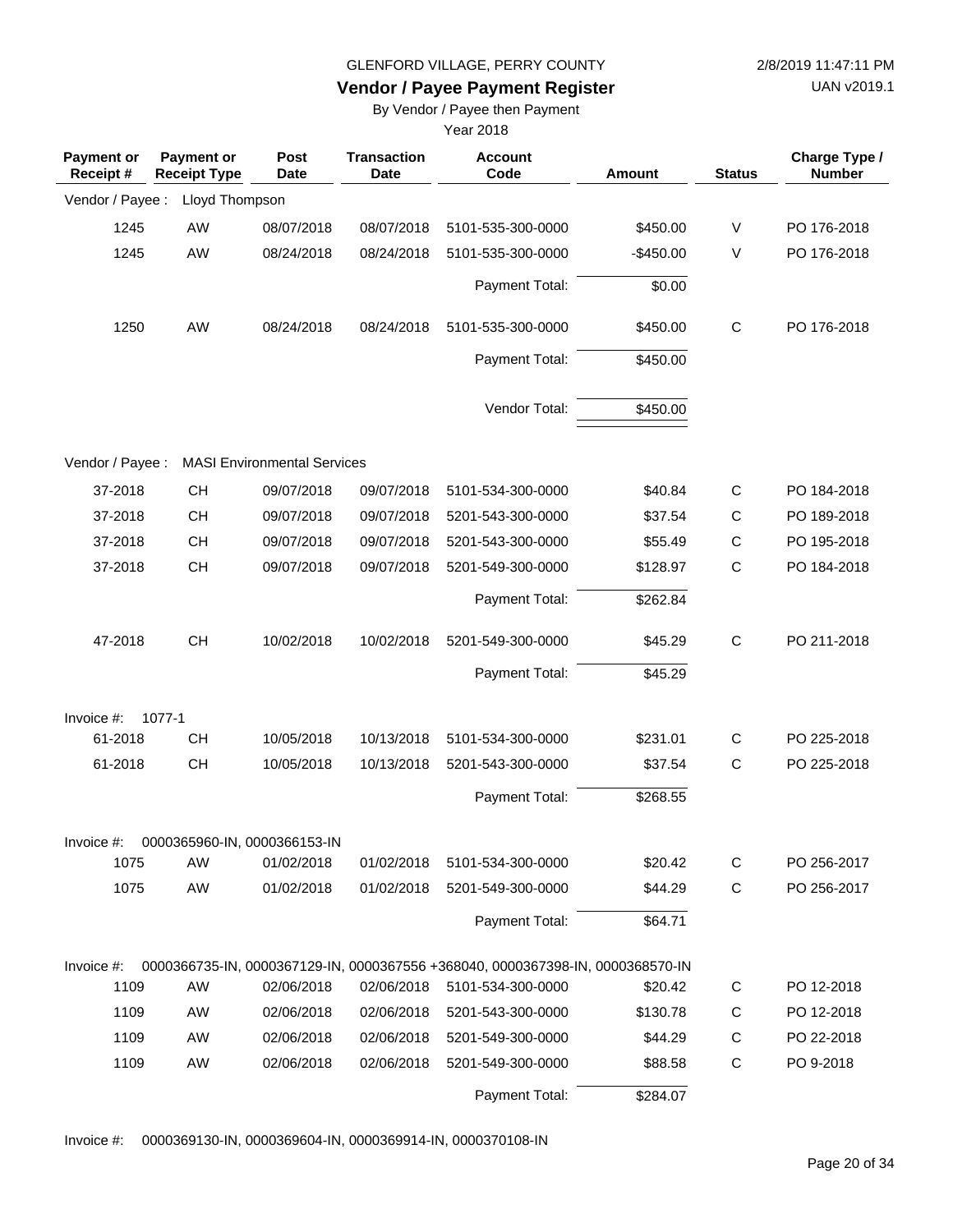GLENFORD VILLAGE, PERRY COUNTY

## Vendor / Payee Payment Register

By Vendor / Payee then Payment

Year 2018

| Payment or Receipt # | Payment or Receipt Type | Post Date | Transaction Date | Account Code | Amount | Status | Charge Type / Number |
|---|---|---|---|---|---|---|---|
| Vendor / Payee : | Lloyd Thompson | | | | | | |
| 1245 | AW | 08/07/2018 | 08/07/2018 | 5101-535-300-0000 | $450.00 | V | PO 176-2018 |
| 1245 | AW | 08/24/2018 | 08/24/2018 | 5101-535-300-0000 | -$450.00 | V | PO 176-2018 |
| | | | | Payment Total: | $0.00 | | |
| 1250 | AW | 08/24/2018 | 08/24/2018 | 5101-535-300-0000 | $450.00 | C | PO 176-2018 |
| | | | | Payment Total: | $450.00 | | |
| | | | | Vendor Total: | $450.00 | | |
| Vendor / Payee : | MASI Environmental Services | | | | | | |
| 37-2018 | CH | 09/07/2018 | 09/07/2018 | 5101-534-300-0000 | $40.84 | C | PO 184-2018 |
| 37-2018 | CH | 09/07/2018 | 09/07/2018 | 5201-543-300-0000 | $37.54 | C | PO 189-2018 |
| 37-2018 | CH | 09/07/2018 | 09/07/2018 | 5201-543-300-0000 | $55.49 | C | PO 195-2018 |
| 37-2018 | CH | 09/07/2018 | 09/07/2018 | 5201-549-300-0000 | $128.97 | C | PO 184-2018 |
| | | | | Payment Total: | $262.84 | | |
| 47-2018 | CH | 10/02/2018 | 10/02/2018 | 5201-549-300-0000 | $45.29 | C | PO 211-2018 |
| | | | | Payment Total: | $45.29 | | |
| Invoice #: 1077-1 | | | | | | | |
| 61-2018 | CH | 10/05/2018 | 10/13/2018 | 5101-534-300-0000 | $231.01 | C | PO 225-2018 |
| 61-2018 | CH | 10/05/2018 | 10/13/2018 | 5201-543-300-0000 | $37.54 | C | PO 225-2018 |
| | | | | Payment Total: | $268.55 | | |
| Invoice #: 0000365960-IN, 0000366153-IN | | | | | | | |
| 1075 | AW | 01/02/2018 | 01/02/2018 | 5101-534-300-0000 | $20.42 | C | PO 256-2017 |
| 1075 | AW | 01/02/2018 | 01/02/2018 | 5201-549-300-0000 | $44.29 | C | PO 256-2017 |
| | | | | Payment Total: | $64.71 | | |
| Invoice #: 0000366735-IN, 0000367129-IN, 0000367556 +368040, 0000367398-IN, 0000368570-IN | | | | | | | |
| 1109 | AW | 02/06/2018 | 02/06/2018 | 5101-534-300-0000 | $20.42 | C | PO 12-2018 |
| 1109 | AW | 02/06/2018 | 02/06/2018 | 5201-543-300-0000 | $130.78 | C | PO 12-2018 |
| 1109 | AW | 02/06/2018 | 02/06/2018 | 5201-549-300-0000 | $44.29 | C | PO 22-2018 |
| 1109 | AW | 02/06/2018 | 02/06/2018 | 5201-549-300-0000 | $88.58 | C | PO 9-2018 |
| | | | | Payment Total: | $284.07 | | |

Invoice #: 0000369130-IN, 0000369604-IN, 0000369914-IN, 0000370108-IN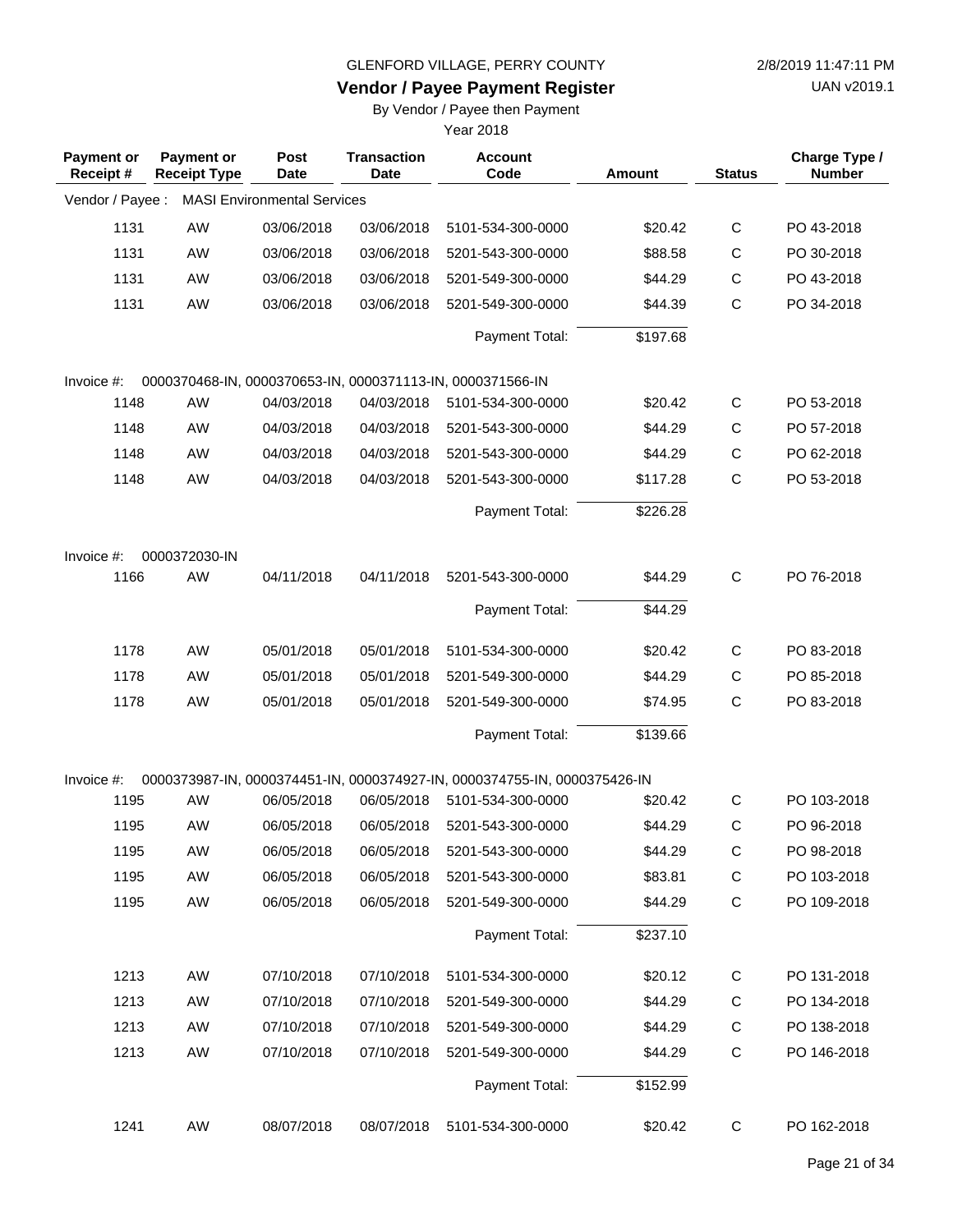GLENFORD VILLAGE, PERRY COUNTY

# Vendor / Payee Payment Register

By Vendor / Payee then Payment

Year 2018

2/8/2019 11:47:11 PM

UAN v2019.1

| Payment or Receipt # | Payment or Receipt Type | Post Date | Transaction Date | Account Code | Amount | Status | Charge Type / Number |
|---|---|---|---|---|---|---|---|
| Vendor / Payee : | MASI Environmental Services | | | | | | |
| 1131 | AW | 03/06/2018 | 03/06/2018 | 5101-534-300-0000 | $20.42 | C | PO 43-2018 |
| 1131 | AW | 03/06/2018 | 03/06/2018 | 5201-543-300-0000 | $88.58 | C | PO 30-2018 |
| 1131 | AW | 03/06/2018 | 03/06/2018 | 5201-549-300-0000 | $44.29 | C | PO 43-2018 |
| 1131 | AW | 03/06/2018 | 03/06/2018 | 5201-549-300-0000 | $44.39 | C | PO 34-2018 |
| | | | | Payment Total: | $197.68 | | |
| Invoice #: | 0000370468-IN, 0000370653-IN, 0000371113-IN, 0000371566-IN | | | | | | |
| 1148 | AW | 04/03/2018 | 04/03/2018 | 5101-534-300-0000 | $20.42 | C | PO 53-2018 |
| 1148 | AW | 04/03/2018 | 04/03/2018 | 5201-543-300-0000 | $44.29 | C | PO 57-2018 |
| 1148 | AW | 04/03/2018 | 04/03/2018 | 5201-543-300-0000 | $44.29 | C | PO 62-2018 |
| 1148 | AW | 04/03/2018 | 04/03/2018 | 5201-543-300-0000 | $117.28 | C | PO 53-2018 |
| | | | | Payment Total: | $226.28 | | |
| Invoice #: | 0000372030-IN | | | | | | |
| 1166 | AW | 04/11/2018 | 04/11/2018 | 5201-543-300-0000 | $44.29 | C | PO 76-2018 |
| | | | | Payment Total: | $44.29 | | |
| 1178 | AW | 05/01/2018 | 05/01/2018 | 5101-534-300-0000 | $20.42 | C | PO 83-2018 |
| 1178 | AW | 05/01/2018 | 05/01/2018 | 5201-549-300-0000 | $44.29 | C | PO 85-2018 |
| 1178 | AW | 05/01/2018 | 05/01/2018 | 5201-549-300-0000 | $74.95 | C | PO 83-2018 |
| | | | | Payment Total: | $139.66 | | |
| Invoice #: | 0000373987-IN, 0000374451-IN, 0000374927-IN, 0000374755-IN, 0000375426-IN | | | | | | |
| 1195 | AW | 06/05/2018 | 06/05/2018 | 5101-534-300-0000 | $20.42 | C | PO 103-2018 |
| 1195 | AW | 06/05/2018 | 06/05/2018 | 5201-543-300-0000 | $44.29 | C | PO 96-2018 |
| 1195 | AW | 06/05/2018 | 06/05/2018 | 5201-543-300-0000 | $44.29 | C | PO 98-2018 |
| 1195 | AW | 06/05/2018 | 06/05/2018 | 5201-543-300-0000 | $83.81 | C | PO 103-2018 |
| 1195 | AW | 06/05/2018 | 06/05/2018 | 5201-549-300-0000 | $44.29 | C | PO 109-2018 |
| | | | | Payment Total: | $237.10 | | |
| 1213 | AW | 07/10/2018 | 07/10/2018 | 5101-534-300-0000 | $20.12 | C | PO 131-2018 |
| 1213 | AW | 07/10/2018 | 07/10/2018 | 5201-549-300-0000 | $44.29 | C | PO 134-2018 |
| 1213 | AW | 07/10/2018 | 07/10/2018 | 5201-549-300-0000 | $44.29 | C | PO 138-2018 |
| 1213 | AW | 07/10/2018 | 07/10/2018 | 5201-549-300-0000 | $44.29 | C | PO 146-2018 |
| | | | | Payment Total: | $152.99 | | |
| 1241 | AW | 08/07/2018 | 08/07/2018 | 5101-534-300-0000 | $20.42 | C | PO 162-2018 |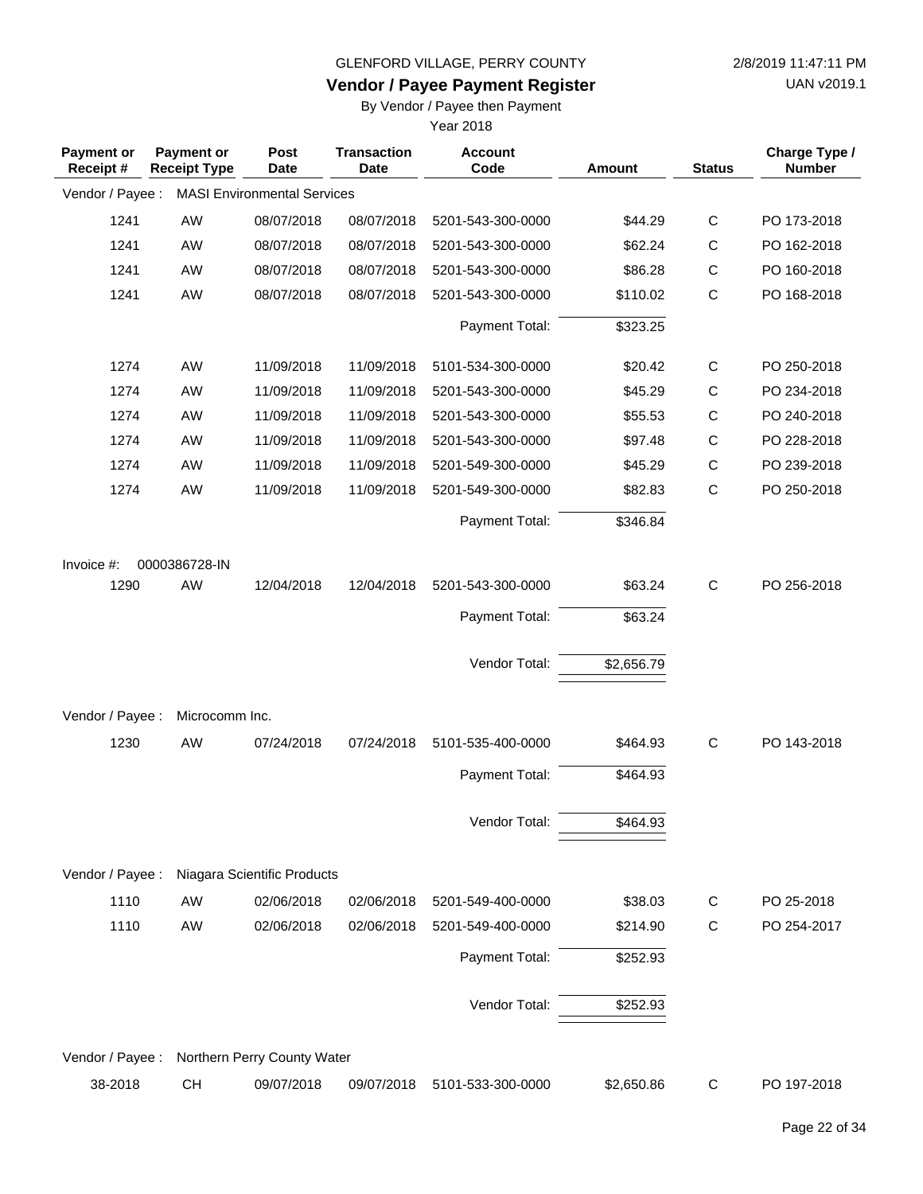GLENFORD VILLAGE, PERRY COUNTY

2/8/2019 11:47:11 PM

## Vendor / Payee Payment Register

UAN v2019.1

By Vendor / Payee then Payment

Year 2018

| Payment or Receipt # | Payment or Receipt Type | Post Date | Transaction Date | Account Code | Amount | Status | Charge Type / Number |
|---|---|---|---|---|---|---|---|
| Vendor / Payee : | MASI Environmental Services | | | | | | |
| 1241 | AW | 08/07/2018 | 08/07/2018 | 5201-543-300-0000 | $44.29 | C | PO 173-2018 |
| 1241 | AW | 08/07/2018 | 08/07/2018 | 5201-543-300-0000 | $62.24 | C | PO 162-2018 |
| 1241 | AW | 08/07/2018 | 08/07/2018 | 5201-543-300-0000 | $86.28 | C | PO 160-2018 |
| 1241 | AW | 08/07/2018 | 08/07/2018 | 5201-543-300-0000 | $110.02 | C | PO 168-2018 |
| | | | | Payment Total: | $323.25 | | |
| 1274 | AW | 11/09/2018 | 11/09/2018 | 5101-534-300-0000 | $20.42 | C | PO 250-2018 |
| 1274 | AW | 11/09/2018 | 11/09/2018 | 5201-543-300-0000 | $45.29 | C | PO 234-2018 |
| 1274 | AW | 11/09/2018 | 11/09/2018 | 5201-543-300-0000 | $55.53 | C | PO 240-2018 |
| 1274 | AW | 11/09/2018 | 11/09/2018 | 5201-543-300-0000 | $97.48 | C | PO 228-2018 |
| 1274 | AW | 11/09/2018 | 11/09/2018 | 5201-549-300-0000 | $45.29 | C | PO 239-2018 |
| 1274 | AW | 11/09/2018 | 11/09/2018 | 5201-549-300-0000 | $82.83 | C | PO 250-2018 |
| | | | | Payment Total: | $346.84 | | |
| Invoice #: | 0000386728-IN | | | | | | |
| 1290 | AW | 12/04/2018 | 12/04/2018 | 5201-543-300-0000 | $63.24 | C | PO 256-2018 |
| | | | | Payment Total: | $63.24 | | |
| | | | | Vendor Total: | $2,656.79 | | |
| Vendor / Payee : | Microcomm Inc. | | | | | | |
| 1230 | AW | 07/24/2018 | 07/24/2018 | 5101-535-400-0000 | $464.93 | C | PO 143-2018 |
| | | | | Payment Total: | $464.93 | | |
| | | | | Vendor Total: | $464.93 | | |
| Vendor / Payee : | Niagara Scientific Products | | | | | | |
| 1110 | AW | 02/06/2018 | 02/06/2018 | 5201-549-400-0000 | $38.03 | C | PO 25-2018 |
| 1110 | AW | 02/06/2018 | 02/06/2018 | 5201-549-400-0000 | $214.90 | C | PO 254-2017 |
| | | | | Payment Total: | $252.93 | | |
| | | | | Vendor Total: | $252.93 | | |
| Vendor / Payee : | Northern Perry County Water | | | | | | |
| 38-2018 | CH | 09/07/2018 | 09/07/2018 | 5101-533-300-0000 | $2,650.86 | C | PO 197-2018 |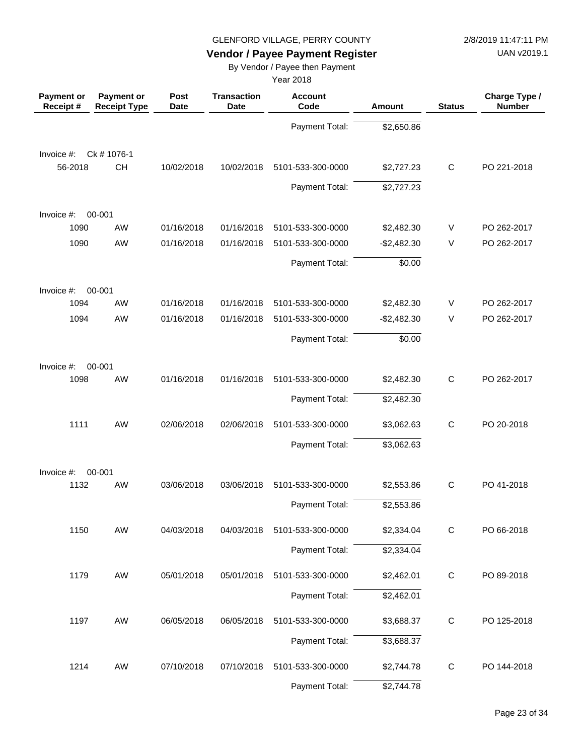GLENFORD VILLAGE, PERRY COUNTY

## Vendor / Payee Payment Register

By Vendor / Payee then Payment

Year 2018

| Payment or Receipt # | Payment or Receipt Type | Post Date | Transaction Date | Account Code | Amount | Status | Charge Type / Number |
|---|---|---|---|---|---|---|---|
| | | | | Payment Total: | $2,650.86 | | |
| Invoice #: | Ck # 1076-1 | | | | | | |
| 56-2018 | CH | 10/02/2018 | 10/02/2018 | 5101-533-300-0000 | $2,727.23 | C | PO 221-2018 |
| | | | | Payment Total: | $2,727.23 | | |
| Invoice #: | 00-001 | | | | | | |
| 1090 | AW | 01/16/2018 | 01/16/2018 | 5101-533-300-0000 | $2,482.30 | V | PO 262-2017 |
| 1090 | AW | 01/16/2018 | 01/16/2018 | 5101-533-300-0000 | -$2,482.30 | V | PO 262-2017 |
| | | | | Payment Total: | $0.00 | | |
| Invoice #: | 00-001 | | | | | | |
| 1094 | AW | 01/16/2018 | 01/16/2018 | 5101-533-300-0000 | $2,482.30 | V | PO 262-2017 |
| 1094 | AW | 01/16/2018 | 01/16/2018 | 5101-533-300-0000 | -$2,482.30 | V | PO 262-2017 |
| | | | | Payment Total: | $0.00 | | |
| Invoice #: | 00-001 | | | | | | |
| 1098 | AW | 01/16/2018 | 01/16/2018 | 5101-533-300-0000 | $2,482.30 | C | PO 262-2017 |
| | | | | Payment Total: | $2,482.30 | | |
| 1111 | AW | 02/06/2018 | 02/06/2018 | 5101-533-300-0000 | $3,062.63 | C | PO 20-2018 |
| | | | | Payment Total: | $3,062.63 | | |
| Invoice #: | 00-001 | | | | | | |
| 1132 | AW | 03/06/2018 | 03/06/2018 | 5101-533-300-0000 | $2,553.86 | C | PO 41-2018 |
| | | | | Payment Total: | $2,553.86 | | |
| 1150 | AW | 04/03/2018 | 04/03/2018 | 5101-533-300-0000 | $2,334.04 | C | PO 66-2018 |
| | | | | Payment Total: | $2,334.04 | | |
| 1179 | AW | 05/01/2018 | 05/01/2018 | 5101-533-300-0000 | $2,462.01 | C | PO 89-2018 |
| | | | | Payment Total: | $2,462.01 | | |
| 1197 | AW | 06/05/2018 | 06/05/2018 | 5101-533-300-0000 | $3,688.37 | C | PO 125-2018 |
| | | | | Payment Total: | $3,688.37 | | |
| 1214 | AW | 07/10/2018 | 07/10/2018 | 5101-533-300-0000 | $2,744.78 | C | PO 144-2018 |
| | | | | Payment Total: | $2,744.78 | | |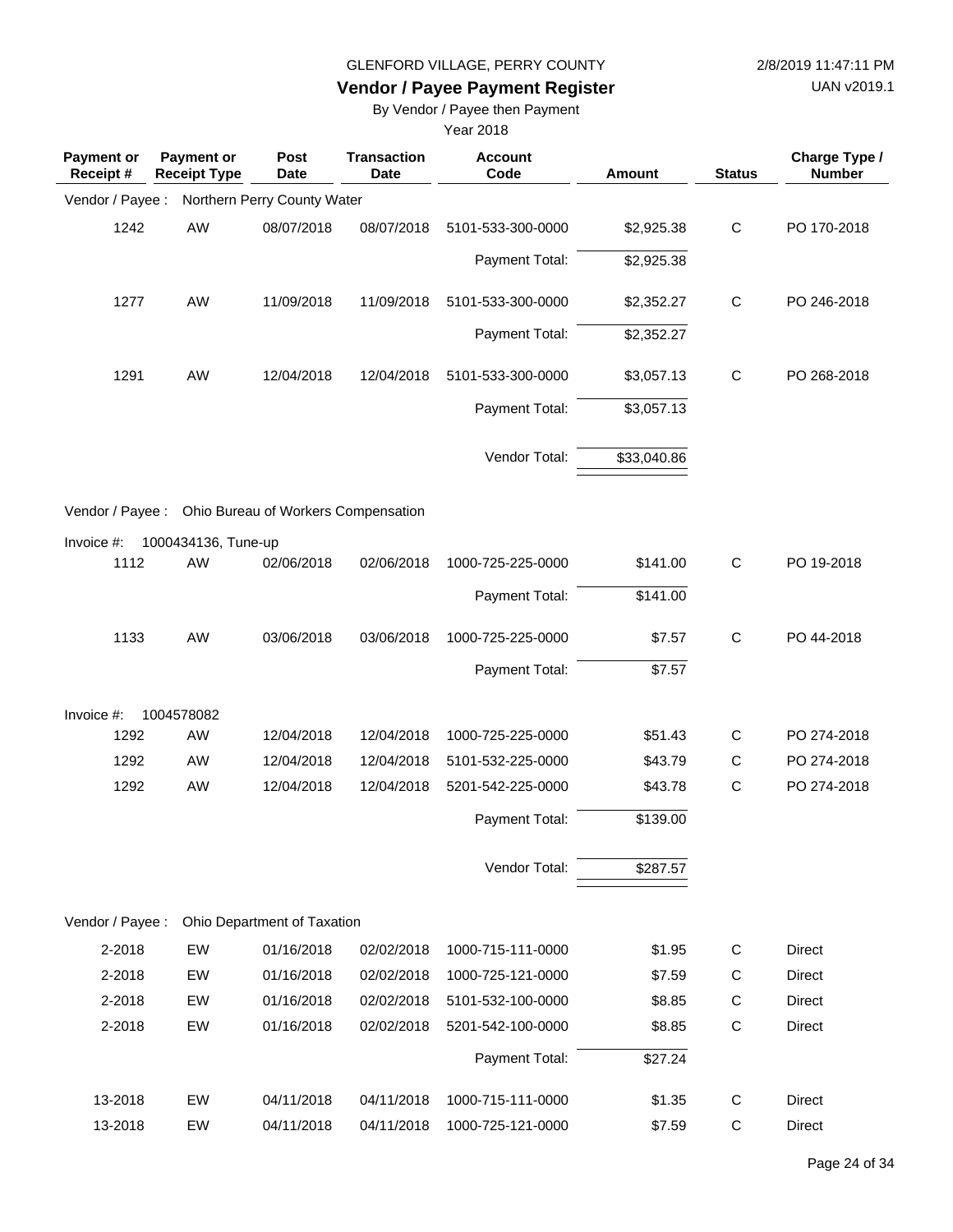GLENFORD VILLAGE, PERRY COUNTY

**Vendor / Payee Payment Register**

By Vendor / Payee then Payment

Year 2018

| Payment or Receipt # | Payment or Receipt Type | Post Date | Transaction Date | Account Code | Amount | Status | Charge Type / Number |
|---|---|---|---|---|---|---|---|
| Vendor / Payee : | Northern Perry County Water | | | | | | |
| 1242 | AW | 08/07/2018 | 08/07/2018 | 5101-533-300-0000 | $2,925.38 | C | PO 170-2018 |
| | | | | Payment Total: | $2,925.38 | | |
| 1277 | AW | 11/09/2018 | 11/09/2018 | 5101-533-300-0000 | $2,352.27 | C | PO 246-2018 |
| | | | | Payment Total: | $2,352.27 | | |
| 1291 | AW | 12/04/2018 | 12/04/2018 | 5101-533-300-0000 | $3,057.13 | C | PO 268-2018 |
| | | | | Payment Total: | $3,057.13 | | |
| | | | | Vendor Total: | $33,040.86 | | |
| Vendor / Payee : | Ohio Bureau of Workers Compensation | | | | | | |
| Invoice #: | 1000434136, Tune-up | | | | | | |
| 1112 | AW | 02/06/2018 | 02/06/2018 | 1000-725-225-0000 | $141.00 | C | PO 19-2018 |
| | | | | Payment Total: | $141.00 | | |
| 1133 | AW | 03/06/2018 | 03/06/2018 | 1000-725-225-0000 | $7.57 | C | PO 44-2018 |
| | | | | Payment Total: | $7.57 | | |
| Invoice #: | 1004578082 | | | | | | |
| 1292 | AW | 12/04/2018 | 12/04/2018 | 1000-725-225-0000 | $51.43 | C | PO 274-2018 |
| 1292 | AW | 12/04/2018 | 12/04/2018 | 5101-532-225-0000 | $43.79 | C | PO 274-2018 |
| 1292 | AW | 12/04/2018 | 12/04/2018 | 5201-542-225-0000 | $43.78 | C | PO 274-2018 |
| | | | | Payment Total: | $139.00 | | |
| | | | | Vendor Total: | $287.57 | | |
| Vendor / Payee : | Ohio Department of Taxation | | | | | | |
| 2-2018 | EW | 01/16/2018 | 02/02/2018 | 1000-715-111-0000 | $1.95 | C | Direct |
| 2-2018 | EW | 01/16/2018 | 02/02/2018 | 1000-725-121-0000 | $7.59 | C | Direct |
| 2-2018 | EW | 01/16/2018 | 02/02/2018 | 5101-532-100-0000 | $8.85 | C | Direct |
| 2-2018 | EW | 01/16/2018 | 02/02/2018 | 5201-542-100-0000 | $8.85 | C | Direct |
| | | | | Payment Total: | $27.24 | | |
| 13-2018 | EW | 04/11/2018 | 04/11/2018 | 1000-715-111-0000 | $1.35 | C | Direct |
| 13-2018 | EW | 04/11/2018 | 04/11/2018 | 1000-725-121-0000 | $7.59 | C | Direct |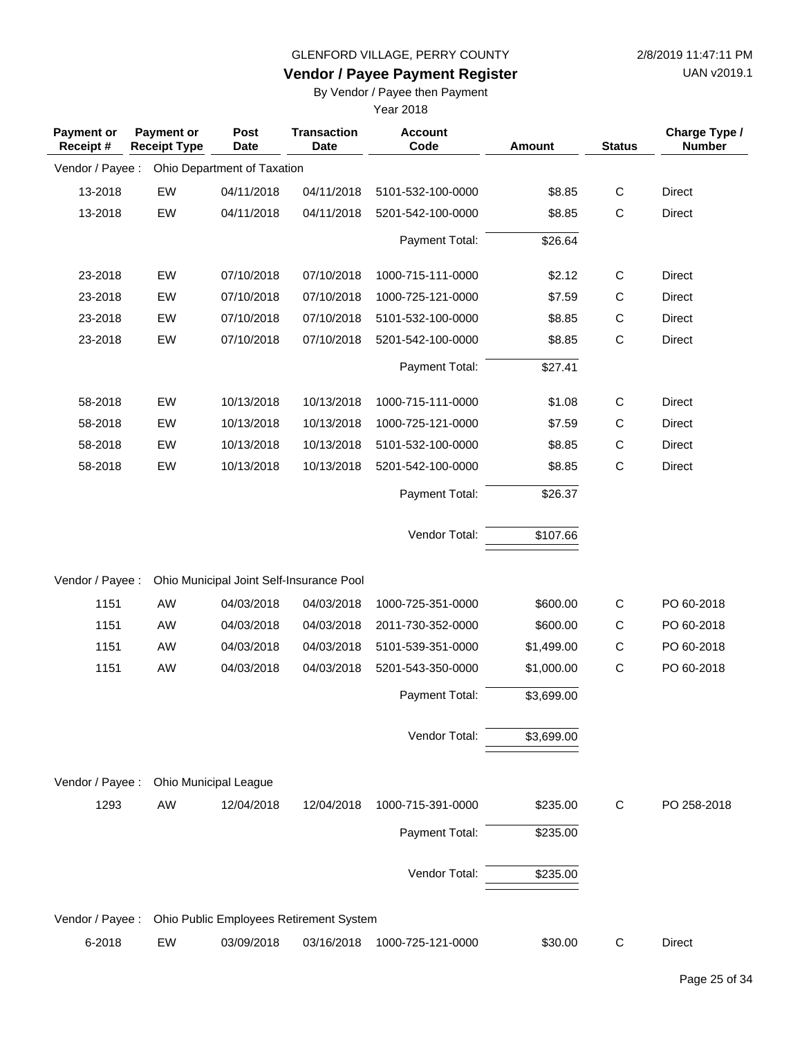GLENFORD VILLAGE, PERRY COUNTY

2/8/2019 11:47:11 PM

# Vendor / Payee Payment Register

UAN v2019.1

By Vendor / Payee then Payment

Year 2018

| Payment or Receipt # | Payment or Receipt Type | Post Date | Transaction Date | Account Code | Amount | Status | Charge Type / Number |
|---|---|---|---|---|---|---|---|
| Vendor / Payee : | Ohio Department of Taxation | | | | | | |
| 13-2018 | EW | 04/11/2018 | 04/11/2018 | 5101-532-100-0000 | $8.85 | C | Direct |
| 13-2018 | EW | 04/11/2018 | 04/11/2018 | 5201-542-100-0000 | $8.85 | C | Direct |
| | | | | Payment Total: | $26.64 | | |
| 23-2018 | EW | 07/10/2018 | 07/10/2018 | 1000-715-111-0000 | $2.12 | C | Direct |
| 23-2018 | EW | 07/10/2018 | 07/10/2018 | 1000-725-121-0000 | $7.59 | C | Direct |
| 23-2018 | EW | 07/10/2018 | 07/10/2018 | 5101-532-100-0000 | $8.85 | C | Direct |
| 23-2018 | EW | 07/10/2018 | 07/10/2018 | 5201-542-100-0000 | $8.85 | C | Direct |
| | | | | Payment Total: | $27.41 | | |
| 58-2018 | EW | 10/13/2018 | 10/13/2018 | 1000-715-111-0000 | $1.08 | C | Direct |
| 58-2018 | EW | 10/13/2018 | 10/13/2018 | 1000-725-121-0000 | $7.59 | C | Direct |
| 58-2018 | EW | 10/13/2018 | 10/13/2018 | 5101-532-100-0000 | $8.85 | C | Direct |
| 58-2018 | EW | 10/13/2018 | 10/13/2018 | 5201-542-100-0000 | $8.85 | C | Direct |
| | | | | Payment Total: | $26.37 | | |
| | | | | Vendor Total: | $107.66 | | |
| Vendor / Payee : | Ohio Municipal Joint Self-Insurance Pool | | | | | | |
| 1151 | AW | 04/03/2018 | 04/03/2018 | 1000-725-351-0000 | $600.00 | C | PO 60-2018 |
| 1151 | AW | 04/03/2018 | 04/03/2018 | 2011-730-352-0000 | $600.00 | C | PO 60-2018 |
| 1151 | AW | 04/03/2018 | 04/03/2018 | 5101-539-351-0000 | $1,499.00 | C | PO 60-2018 |
| 1151 | AW | 04/03/2018 | 04/03/2018 | 5201-543-350-0000 | $1,000.00 | C | PO 60-2018 |
| | | | | Payment Total: | $3,699.00 | | |
| | | | | Vendor Total: | $3,699.00 | | |
| Vendor / Payee : | Ohio Municipal League | | | | | | |
| 1293 | AW | 12/04/2018 | 12/04/2018 | 1000-715-391-0000 | $235.00 | C | PO 258-2018 |
| | | | | Payment Total: | $235.00 | | |
| | | | | Vendor Total: | $235.00 | | |
| Vendor / Payee : | Ohio Public Employees Retirement System | | | | | | |
| 6-2018 | EW | 03/09/2018 | 03/16/2018 | 1000-725-121-0000 | $30.00 | C | Direct |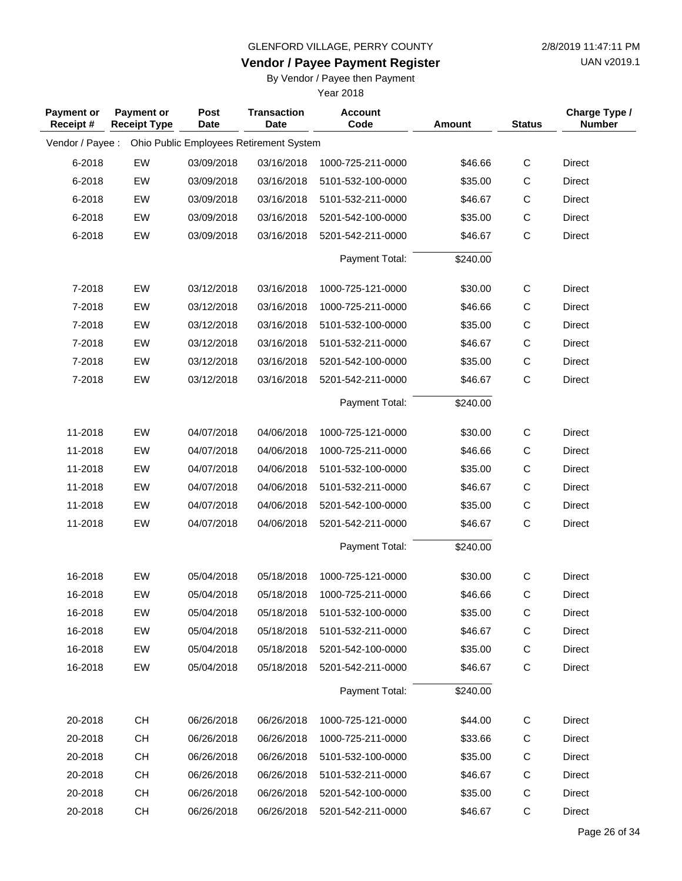GLENFORD VILLAGE, PERRY COUNTY

## Vendor / Payee Payment Register

By Vendor / Payee then Payment

Year 2018

| Payment or Receipt # | Payment or Receipt Type | Post Date | Transaction Date | Account Code | Amount | Status | Charge Type / Number |
|---|---|---|---|---|---|---|---|
| Vendor / Payee : | Ohio Public Employees Retirement System | | | | | | |
| 6-2018 | EW | 03/09/2018 | 03/16/2018 | 1000-725-211-0000 | $46.66 | C | Direct |
| 6-2018 | EW | 03/09/2018 | 03/16/2018 | 5101-532-100-0000 | $35.00 | C | Direct |
| 6-2018 | EW | 03/09/2018 | 03/16/2018 | 5101-532-211-0000 | $46.67 | C | Direct |
| 6-2018 | EW | 03/09/2018 | 03/16/2018 | 5201-542-100-0000 | $35.00 | C | Direct |
| 6-2018 | EW | 03/09/2018 | 03/16/2018 | 5201-542-211-0000 | $46.67 | C | Direct |
| | | | | Payment Total: | $240.00 | | |
| 7-2018 | EW | 03/12/2018 | 03/16/2018 | 1000-725-121-0000 | $30.00 | C | Direct |
| 7-2018 | EW | 03/12/2018 | 03/16/2018 | 1000-725-211-0000 | $46.66 | C | Direct |
| 7-2018 | EW | 03/12/2018 | 03/16/2018 | 5101-532-100-0000 | $35.00 | C | Direct |
| 7-2018 | EW | 03/12/2018 | 03/16/2018 | 5101-532-211-0000 | $46.67 | C | Direct |
| 7-2018 | EW | 03/12/2018 | 03/16/2018 | 5201-542-100-0000 | $35.00 | C | Direct |
| 7-2018 | EW | 03/12/2018 | 03/16/2018 | 5201-542-211-0000 | $46.67 | C | Direct |
| | | | | Payment Total: | $240.00 | | |
| 11-2018 | EW | 04/07/2018 | 04/06/2018 | 1000-725-121-0000 | $30.00 | C | Direct |
| 11-2018 | EW | 04/07/2018 | 04/06/2018 | 1000-725-211-0000 | $46.66 | C | Direct |
| 11-2018 | EW | 04/07/2018 | 04/06/2018 | 5101-532-100-0000 | $35.00 | C | Direct |
| 11-2018 | EW | 04/07/2018 | 04/06/2018 | 5101-532-211-0000 | $46.67 | C | Direct |
| 11-2018 | EW | 04/07/2018 | 04/06/2018 | 5201-542-100-0000 | $35.00 | C | Direct |
| 11-2018 | EW | 04/07/2018 | 04/06/2018 | 5201-542-211-0000 | $46.67 | C | Direct |
| | | | | Payment Total: | $240.00 | | |
| 16-2018 | EW | 05/04/2018 | 05/18/2018 | 1000-725-121-0000 | $30.00 | C | Direct |
| 16-2018 | EW | 05/04/2018 | 05/18/2018 | 1000-725-211-0000 | $46.66 | C | Direct |
| 16-2018 | EW | 05/04/2018 | 05/18/2018 | 5101-532-100-0000 | $35.00 | C | Direct |
| 16-2018 | EW | 05/04/2018 | 05/18/2018 | 5101-532-211-0000 | $46.67 | C | Direct |
| 16-2018 | EW | 05/04/2018 | 05/18/2018 | 5201-542-100-0000 | $35.00 | C | Direct |
| 16-2018 | EW | 05/04/2018 | 05/18/2018 | 5201-542-211-0000 | $46.67 | C | Direct |
| | | | | Payment Total: | $240.00 | | |
| 20-2018 | CH | 06/26/2018 | 06/26/2018 | 1000-725-121-0000 | $44.00 | C | Direct |
| 20-2018 | CH | 06/26/2018 | 06/26/2018 | 1000-725-211-0000 | $33.66 | C | Direct |
| 20-2018 | CH | 06/26/2018 | 06/26/2018 | 5101-532-100-0000 | $35.00 | C | Direct |
| 20-2018 | CH | 06/26/2018 | 06/26/2018 | 5101-532-211-0000 | $46.67 | C | Direct |
| 20-2018 | CH | 06/26/2018 | 06/26/2018 | 5201-542-100-0000 | $35.00 | C | Direct |
| 20-2018 | CH | 06/26/2018 | 06/26/2018 | 5201-542-211-0000 | $46.67 | C | Direct |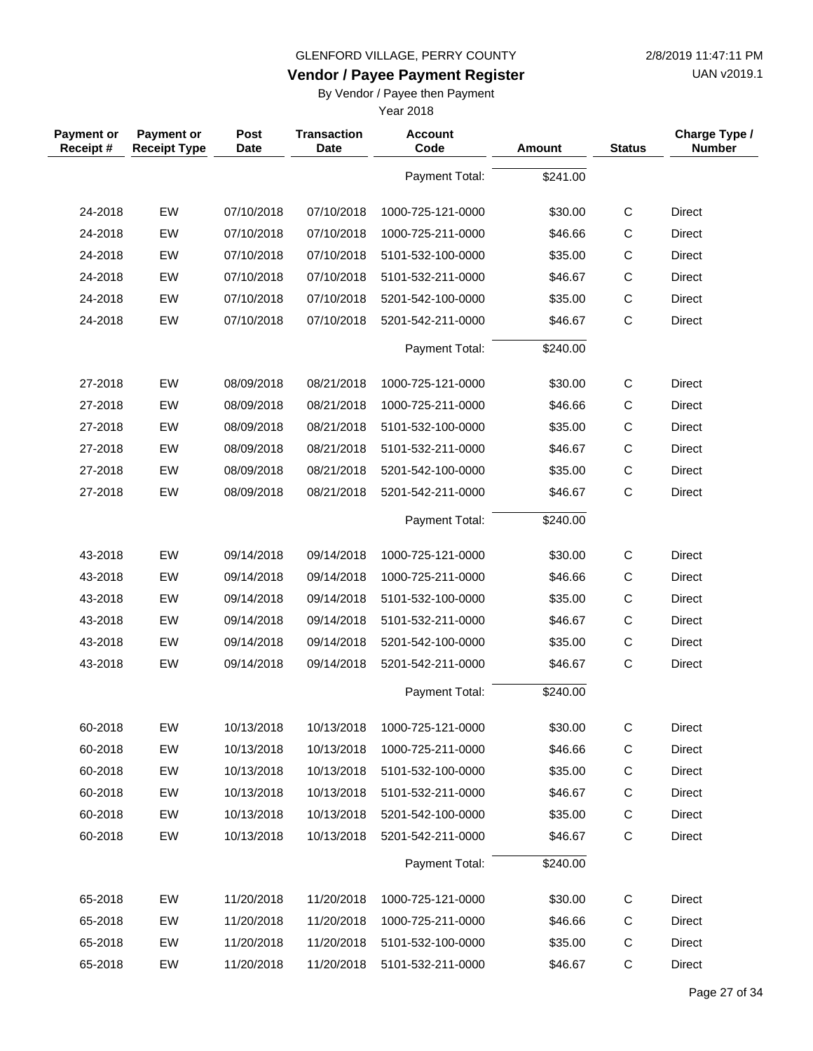GLENFORD VILLAGE, PERRY COUNTY

## Vendor / Payee Payment Register

By Vendor / Payee then Payment

Year 2018

| Payment or Receipt # | Payment or Receipt Type | Post Date | Transaction Date | Account Code | Amount | Status | Charge Type / Number |
|---|---|---|---|---|---|---|---|
| | | | | Payment Total: | $241.00 | | |
| 24-2018 | EW | 07/10/2018 | 07/10/2018 | 1000-725-121-0000 | $30.00 | C | Direct |
| 24-2018 | EW | 07/10/2018 | 07/10/2018 | 1000-725-211-0000 | $46.66 | C | Direct |
| 24-2018 | EW | 07/10/2018 | 07/10/2018 | 5101-532-100-0000 | $35.00 | C | Direct |
| 24-2018 | EW | 07/10/2018 | 07/10/2018 | 5101-532-211-0000 | $46.67 | C | Direct |
| 24-2018 | EW | 07/10/2018 | 07/10/2018 | 5201-542-100-0000 | $35.00 | C | Direct |
| 24-2018 | EW | 07/10/2018 | 07/10/2018 | 5201-542-211-0000 | $46.67 | C | Direct |
| | | | | Payment Total: | $240.00 | | |
| 27-2018 | EW | 08/09/2018 | 08/21/2018 | 1000-725-121-0000 | $30.00 | C | Direct |
| 27-2018 | EW | 08/09/2018 | 08/21/2018 | 1000-725-211-0000 | $46.66 | C | Direct |
| 27-2018 | EW | 08/09/2018 | 08/21/2018 | 5101-532-100-0000 | $35.00 | C | Direct |
| 27-2018 | EW | 08/09/2018 | 08/21/2018 | 5101-532-211-0000 | $46.67 | C | Direct |
| 27-2018 | EW | 08/09/2018 | 08/21/2018 | 5201-542-100-0000 | $35.00 | C | Direct |
| 27-2018 | EW | 08/09/2018 | 08/21/2018 | 5201-542-211-0000 | $46.67 | C | Direct |
| | | | | Payment Total: | $240.00 | | |
| 43-2018 | EW | 09/14/2018 | 09/14/2018 | 1000-725-121-0000 | $30.00 | C | Direct |
| 43-2018 | EW | 09/14/2018 | 09/14/2018 | 1000-725-211-0000 | $46.66 | C | Direct |
| 43-2018 | EW | 09/14/2018 | 09/14/2018 | 5101-532-100-0000 | $35.00 | C | Direct |
| 43-2018 | EW | 09/14/2018 | 09/14/2018 | 5101-532-211-0000 | $46.67 | C | Direct |
| 43-2018 | EW | 09/14/2018 | 09/14/2018 | 5201-542-100-0000 | $35.00 | C | Direct |
| 43-2018 | EW | 09/14/2018 | 09/14/2018 | 5201-542-211-0000 | $46.67 | C | Direct |
| | | | | Payment Total: | $240.00 | | |
| 60-2018 | EW | 10/13/2018 | 10/13/2018 | 1000-725-121-0000 | $30.00 | C | Direct |
| 60-2018 | EW | 10/13/2018 | 10/13/2018 | 1000-725-211-0000 | $46.66 | C | Direct |
| 60-2018 | EW | 10/13/2018 | 10/13/2018 | 5101-532-100-0000 | $35.00 | C | Direct |
| 60-2018 | EW | 10/13/2018 | 10/13/2018 | 5101-532-211-0000 | $46.67 | C | Direct |
| 60-2018 | EW | 10/13/2018 | 10/13/2018 | 5201-542-100-0000 | $35.00 | C | Direct |
| 60-2018 | EW | 10/13/2018 | 10/13/2018 | 5201-542-211-0000 | $46.67 | C | Direct |
| | | | | Payment Total: | $240.00 | | |
| 65-2018 | EW | 11/20/2018 | 11/20/2018 | 1000-725-121-0000 | $30.00 | C | Direct |
| 65-2018 | EW | 11/20/2018 | 11/20/2018 | 1000-725-211-0000 | $46.66 | C | Direct |
| 65-2018 | EW | 11/20/2018 | 11/20/2018 | 5101-532-100-0000 | $35.00 | C | Direct |
| 65-2018 | EW | 11/20/2018 | 11/20/2018 | 5101-532-211-0000 | $46.67 | C | Direct |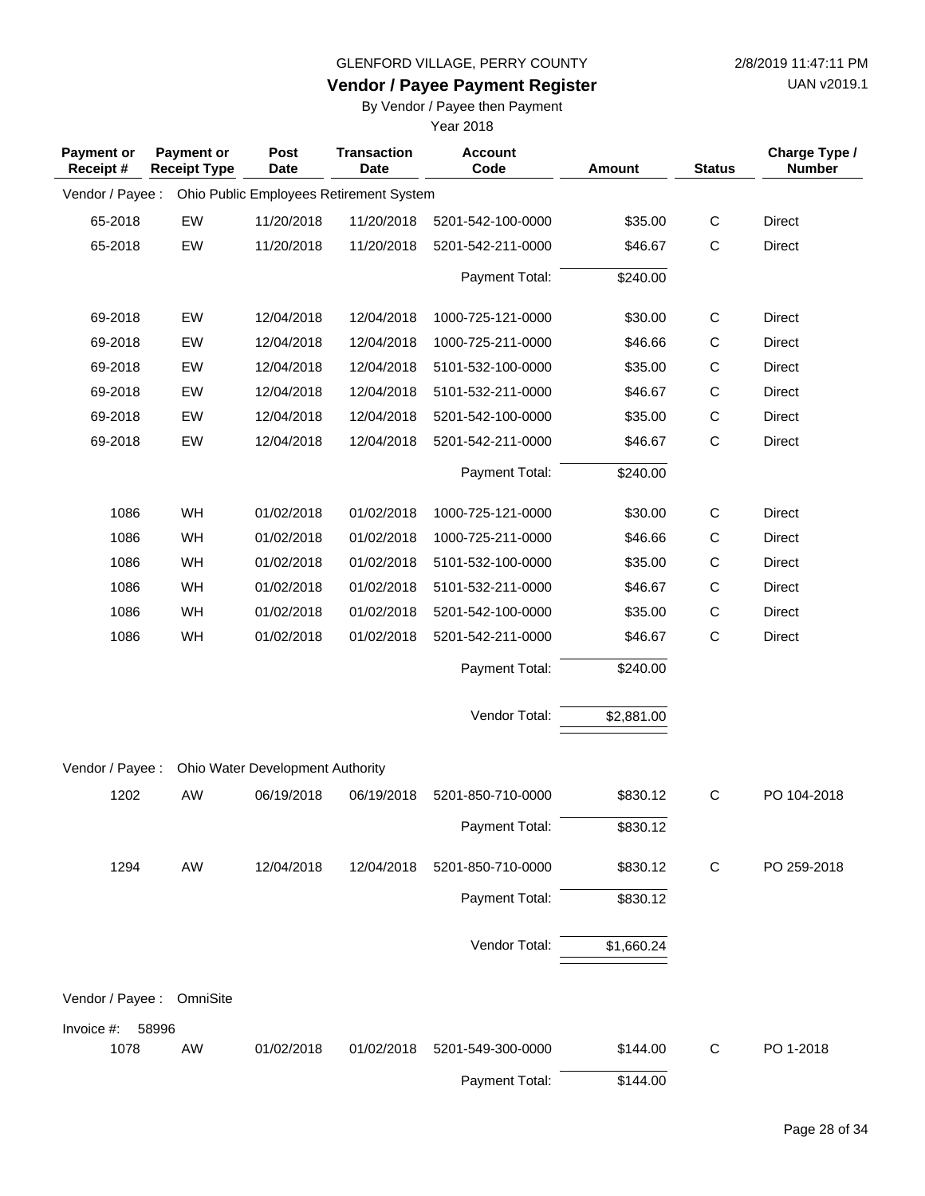GLENFORD VILLAGE, PERRY COUNTY

2/8/2019 11:47:11 PM

**Vendor / Payee Payment Register**

UAN v2019.1

By Vendor / Payee then Payment

Year 2018

| Payment or Receipt # | Payment or Receipt Type | Post Date | Transaction Date | Account Code | Amount | Status | Charge Type / Number |
|---|---|---|---|---|---|---|---|
| Vendor / Payee : | Ohio Public Employees Retirement System | | | | | | |
| 65-2018 | EW | 11/20/2018 | 11/20/2018 | 5201-542-100-0000 | $35.00 | C | Direct |
| 65-2018 | EW | 11/20/2018 | 11/20/2018 | 5201-542-211-0000 | $46.67 | C | Direct |
| | | | | Payment Total: | $240.00 | | |
| 69-2018 | EW | 12/04/2018 | 12/04/2018 | 1000-725-121-0000 | $30.00 | C | Direct |
| 69-2018 | EW | 12/04/2018 | 12/04/2018 | 1000-725-211-0000 | $46.66 | C | Direct |
| 69-2018 | EW | 12/04/2018 | 12/04/2018 | 5101-532-100-0000 | $35.00 | C | Direct |
| 69-2018 | EW | 12/04/2018 | 12/04/2018 | 5101-532-211-0000 | $46.67 | C | Direct |
| 69-2018 | EW | 12/04/2018 | 12/04/2018 | 5201-542-100-0000 | $35.00 | C | Direct |
| 69-2018 | EW | 12/04/2018 | 12/04/2018 | 5201-542-211-0000 | $46.67 | C | Direct |
| | | | | Payment Total: | $240.00 | | |
| 1086 | WH | 01/02/2018 | 01/02/2018 | 1000-725-121-0000 | $30.00 | C | Direct |
| 1086 | WH | 01/02/2018 | 01/02/2018 | 1000-725-211-0000 | $46.66 | C | Direct |
| 1086 | WH | 01/02/2018 | 01/02/2018 | 5101-532-100-0000 | $35.00 | C | Direct |
| 1086 | WH | 01/02/2018 | 01/02/2018 | 5101-532-211-0000 | $46.67 | C | Direct |
| 1086 | WH | 01/02/2018 | 01/02/2018 | 5201-542-100-0000 | $35.00 | C | Direct |
| 1086 | WH | 01/02/2018 | 01/02/2018 | 5201-542-211-0000 | $46.67 | C | Direct |
| | | | | Payment Total: | $240.00 | | |
| | | | | Vendor Total: | $2,881.00 | | |
| Vendor / Payee : | Ohio Water Development Authority | | | | | | |
| 1202 | AW | 06/19/2018 | 06/19/2018 | 5201-850-710-0000 | $830.12 | C | PO 104-2018 |
| | | | | Payment Total: | $830.12 | | |
| 1294 | AW | 12/04/2018 | 12/04/2018 | 5201-850-710-0000 | $830.12 | C | PO 259-2018 |
| | | | | Payment Total: | $830.12 | | |
| | | | | Vendor Total: | $1,660.24 | | |
| Vendor / Payee : | OmniSite | | | | | | |
| Invoice #: 58996 | | | | | | | |
| 1078 | AW | 01/02/2018 | 01/02/2018 | 5201-549-300-0000 | $144.00 | C | PO 1-2018 |
| | | | | Payment Total: | $144.00 | | |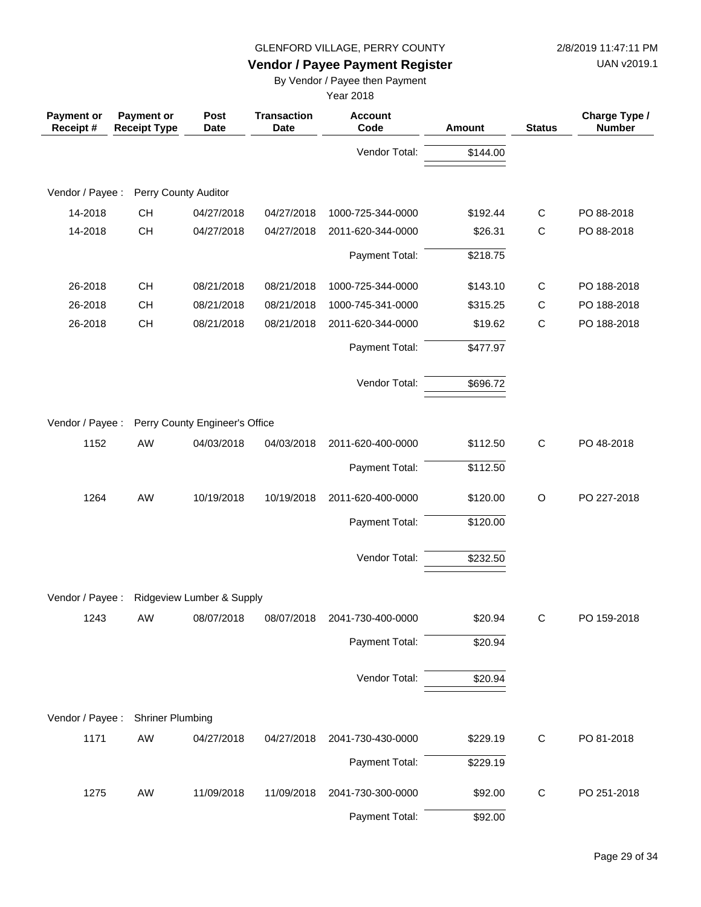GLENFORD VILLAGE, PERRY COUNTY

**Vendor / Payee Payment Register**

By Vendor / Payee then Payment

Year 2018

| Payment or Receipt # | Payment or Receipt Type | Post Date | Transaction Date | Account Code | Amount | Status | Charge Type / Number |
|---|---|---|---|---|---|---|---|
| | | | | Vendor Total: | $144.00 | | |
| Vendor / Payee : | Perry County Auditor | | | | | | |
| 14-2018 | CH | 04/27/2018 | 04/27/2018 | 1000-725-344-0000 | $192.44 | C | PO 88-2018 |
| 14-2018 | CH | 04/27/2018 | 04/27/2018 | 2011-620-344-0000 | $26.31 | C | PO 88-2018 |
| | | | | Payment Total: | $218.75 | | |
| 26-2018 | CH | 08/21/2018 | 08/21/2018 | 1000-725-344-0000 | $143.10 | C | PO 188-2018 |
| 26-2018 | CH | 08/21/2018 | 08/21/2018 | 1000-745-341-0000 | $315.25 | C | PO 188-2018 |
| 26-2018 | CH | 08/21/2018 | 08/21/2018 | 2011-620-344-0000 | $19.62 | C | PO 188-2018 |
| | | | | Payment Total: | $477.97 | | |
| | | | | Vendor Total: | $696.72 | | |
| Vendor / Payee : | Perry County Engineer's Office | | | | | | |
| 1152 | AW | 04/03/2018 | 04/03/2018 | 2011-620-400-0000 | $112.50 | C | PO 48-2018 |
| | | | | Payment Total: | $112.50 | | |
| 1264 | AW | 10/19/2018 | 10/19/2018 | 2011-620-400-0000 | $120.00 | O | PO 227-2018 |
| | | | | Payment Total: | $120.00 | | |
| | | | | Vendor Total: | $232.50 | | |
| Vendor / Payee : | Ridgeview Lumber & Supply | | | | | | |
| 1243 | AW | 08/07/2018 | 08/07/2018 | 2041-730-400-0000 | $20.94 | C | PO 159-2018 |
| | | | | Payment Total: | $20.94 | | |
| | | | | Vendor Total: | $20.94 | | |
| Vendor / Payee : | Shriner Plumbing | | | | | | |
| 1171 | AW | 04/27/2018 | 04/27/2018 | 2041-730-430-0000 | $229.19 | C | PO 81-2018 |
| | | | | Payment Total: | $229.19 | | |
| 1275 | AW | 11/09/2018 | 11/09/2018 | 2041-730-300-0000 | $92.00 | C | PO 251-2018 |
| | | | | Payment Total: | $92.00 | | |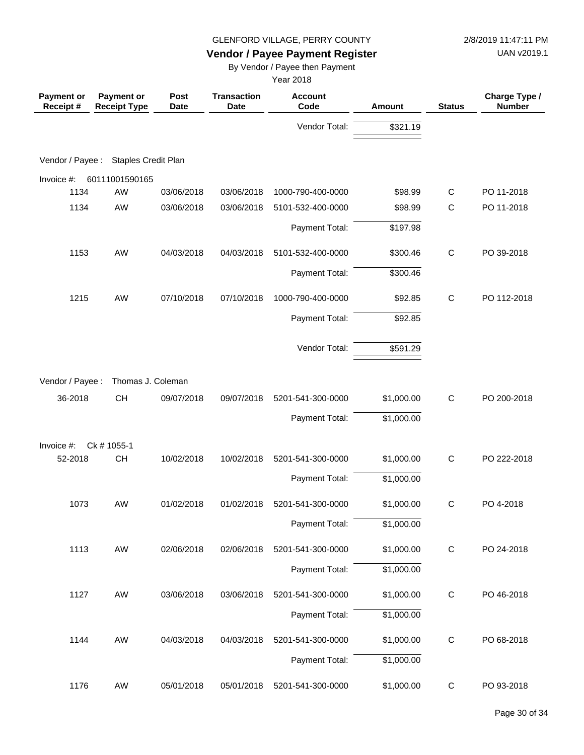GLENFORD VILLAGE, PERRY COUNTY

## Vendor / Payee Payment Register

By Vendor / Payee then Payment

Year 2018

2/8/2019 11:47:11 PM

UAN v2019.1

| Payment or Receipt # | Payment or Receipt Type | Post Date | Transaction Date | Account Code | Amount | Status | Charge Type / Number |
|---|---|---|---|---|---|---|---|
| | | | | Vendor Total: | $321.19 | | |
| Vendor / Payee : | Staples Credit Plan | | | | | | |
| Invoice #: | 60111001590165 | | | | | | |
| 1134 | AW | 03/06/2018 | 03/06/2018 | 1000-790-400-0000 | $98.99 | C | PO 11-2018 |
| 1134 | AW | 03/06/2018 | 03/06/2018 | 5101-532-400-0000 | $98.99 | C | PO 11-2018 |
| | | | | Payment Total: | $197.98 | | |
| 1153 | AW | 04/03/2018 | 04/03/2018 | 5101-532-400-0000 | $300.46 | C | PO 39-2018 |
| | | | | Payment Total: | $300.46 | | |
| 1215 | AW | 07/10/2018 | 07/10/2018 | 1000-790-400-0000 | $92.85 | C | PO 112-2018 |
| | | | | Payment Total: | $92.85 | | |
| | | | | Vendor Total: | $591.29 | | |
| Vendor / Payee : | Thomas J. Coleman | | | | | | |
| 36-2018 | CH | 09/07/2018 | 09/07/2018 | 5201-541-300-0000 | $1,000.00 | C | PO 200-2018 |
| | | | | Payment Total: | $1,000.00 | | |
| Invoice #: | Ck # 1055-1 | | | | | | |
| 52-2018 | CH | 10/02/2018 | 10/02/2018 | 5201-541-300-0000 | $1,000.00 | C | PO 222-2018 |
| | | | | Payment Total: | $1,000.00 | | |
| 1073 | AW | 01/02/2018 | 01/02/2018 | 5201-541-300-0000 | $1,000.00 | C | PO 4-2018 |
| | | | | Payment Total: | $1,000.00 | | |
| 1113 | AW | 02/06/2018 | 02/06/2018 | 5201-541-300-0000 | $1,000.00 | C | PO 24-2018 |
| | | | | Payment Total: | $1,000.00 | | |
| 1127 | AW | 03/06/2018 | 03/06/2018 | 5201-541-300-0000 | $1,000.00 | C | PO 46-2018 |
| | | | | Payment Total: | $1,000.00 | | |
| 1144 | AW | 04/03/2018 | 04/03/2018 | 5201-541-300-0000 | $1,000.00 | C | PO 68-2018 |
| | | | | Payment Total: | $1,000.00 | | |
| 1176 | AW | 05/01/2018 | 05/01/2018 | 5201-541-300-0000 | $1,000.00 | C | PO 93-2018 |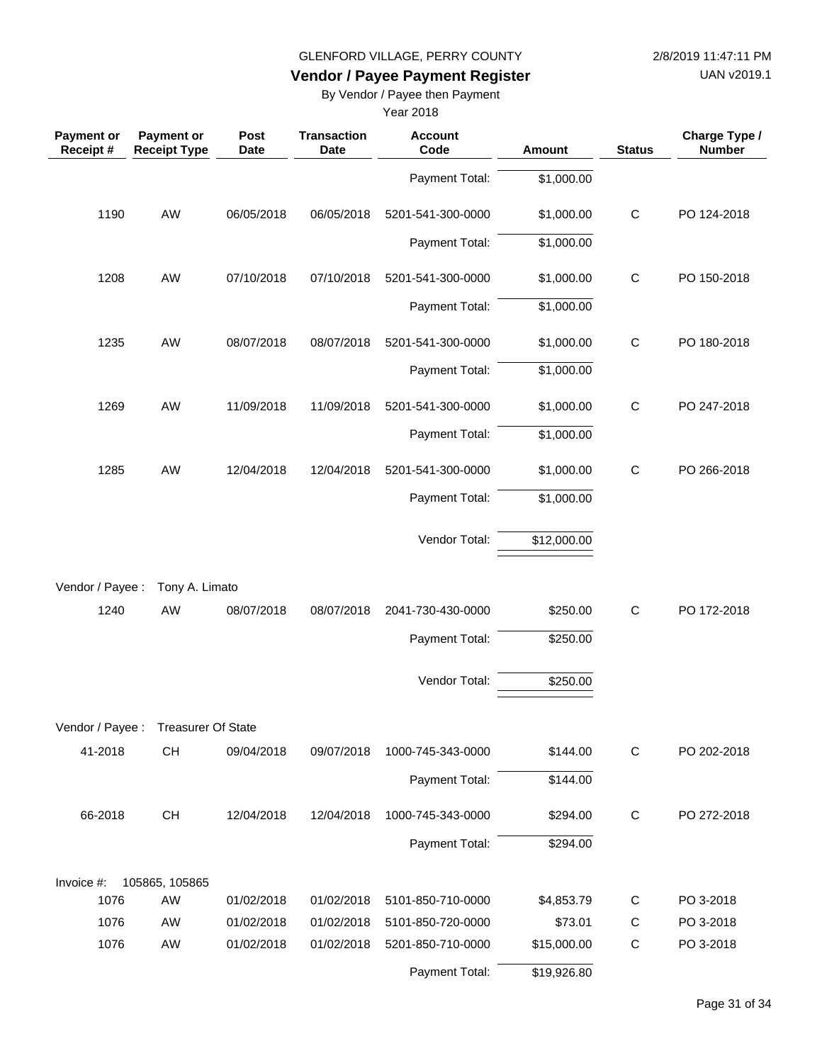GLENFORD VILLAGE, PERRY COUNTY

**Vendor / Payee Payment Register**

By Vendor / Payee then Payment

Year 2018

| Payment or Receipt # | Payment or Receipt Type | Post Date | Transaction Date | Account Code | Amount | Status | Charge Type / Number |
|---|---|---|---|---|---|---|---|
| | | | | Payment Total: | $1,000.00 | | |
| 1190 | AW | 06/05/2018 | 06/05/2018 | 5201-541-300-0000 | $1,000.00 | C | PO 124-2018 |
| | | | | Payment Total: | $1,000.00 | | |
| 1208 | AW | 07/10/2018 | 07/10/2018 | 5201-541-300-0000 | $1,000.00 | C | PO 150-2018 |
| | | | | Payment Total: | $1,000.00 | | |
| 1235 | AW | 08/07/2018 | 08/07/2018 | 5201-541-300-0000 | $1,000.00 | C | PO 180-2018 |
| | | | | Payment Total: | $1,000.00 | | |
| 1269 | AW | 11/09/2018 | 11/09/2018 | 5201-541-300-0000 | $1,000.00 | C | PO 247-2018 |
| | | | | Payment Total: | $1,000.00 | | |
| 1285 | AW | 12/04/2018 | 12/04/2018 | 5201-541-300-0000 | $1,000.00 | C | PO 266-2018 |
| | | | | Payment Total: | $1,000.00 | | |
| | | | | Vendor Total: | $12,000.00 | | |
| Vendor / Payee : | Tony A. Limato | | | | | | |
| 1240 | AW | 08/07/2018 | 08/07/2018 | 2041-730-430-0000 | $250.00 | C | PO 172-2018 |
| | | | | Payment Total: | $250.00 | | |
| | | | | Vendor Total: | $250.00 | | |
| Vendor / Payee : | Treasurer Of State | | | | | | |
| 41-2018 | CH | 09/04/2018 | 09/07/2018 | 1000-745-343-0000 | $144.00 | C | PO 202-2018 |
| | | | | Payment Total: | $144.00 | | |
| 66-2018 | CH | 12/04/2018 | 12/04/2018 | 1000-745-343-0000 | $294.00 | C | PO 272-2018 |
| | | | | Payment Total: | $294.00 | | |
| Invoice #: | 105865, 105865 | | | | | | |
| 1076 | AW | 01/02/2018 | 01/02/2018 | 5101-850-710-0000 | $4,853.79 | C | PO 3-2018 |
| 1076 | AW | 01/02/2018 | 01/02/2018 | 5101-850-720-0000 | $73.01 | C | PO 3-2018 |
| 1076 | AW | 01/02/2018 | 01/02/2018 | 5201-850-710-0000 | $15,000.00 | C | PO 3-2018 |
| | | | | Payment Total: | $19,926.80 | | |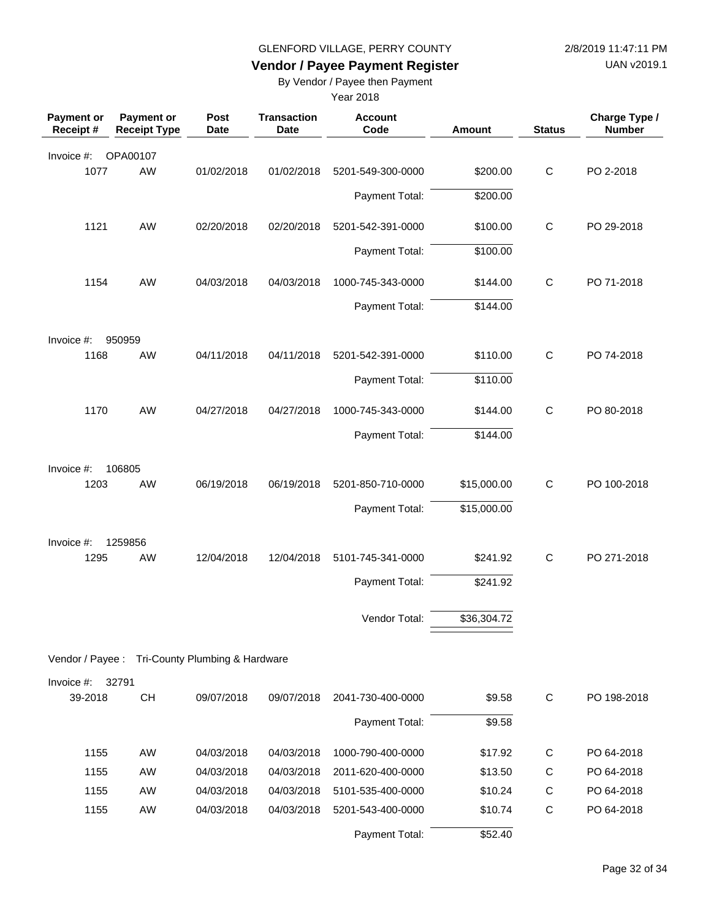GLENFORD VILLAGE, PERRY COUNTY

2/8/2019 11:47:11 PM

## Vendor / Payee Payment Register

UAN v2019.1

By Vendor / Payee then Payment

Year 2018

| Payment or Receipt # | Payment or Receipt Type | Post Date | Transaction Date | Account Code | Amount | Status | Charge Type / Number |
|---|---|---|---|---|---|---|---|
| Invoice #: OPA00107 | | | | | | | |
| 1077 | AW | 01/02/2018 | 01/02/2018 | 5201-549-300-0000 | $200.00 | C | PO 2-2018 |
| | | | | Payment Total: | $200.00 | | |
| 1121 | AW | 02/20/2018 | 02/20/2018 | 5201-542-391-0000 | $100.00 | C | PO 29-2018 |
| | | | | Payment Total: | $100.00 | | |
| 1154 | AW | 04/03/2018 | 04/03/2018 | 1000-745-343-0000 | $144.00 | C | PO 71-2018 |
| | | | | Payment Total: | $144.00 | | |
| Invoice #: 950959 | | | | | | | |
| 1168 | AW | 04/11/2018 | 04/11/2018 | 5201-542-391-0000 | $110.00 | C | PO 74-2018 |
| | | | | Payment Total: | $110.00 | | |
| 1170 | AW | 04/27/2018 | 04/27/2018 | 1000-745-343-0000 | $144.00 | C | PO 80-2018 |
| | | | | Payment Total: | $144.00 | | |
| Invoice #: 106805 | | | | | | | |
| 1203 | AW | 06/19/2018 | 06/19/2018 | 5201-850-710-0000 | $15,000.00 | C | PO 100-2018 |
| | | | | Payment Total: | $15,000.00 | | |
| Invoice #: 1259856 | | | | | | | |
| 1295 | AW | 12/04/2018 | 12/04/2018 | 5101-745-341-0000 | $241.92 | C | PO 271-2018 |
| | | | | Payment Total: | $241.92 | | |
| | | | | Vendor Total: | $36,304.72 | | |
| Vendor / Payee : Tri-County Plumbing & Hardware | | | | | | | |
| Invoice #: 32791 | | | | | | | |
| 39-2018 | CH | 09/07/2018 | 09/07/2018 | 2041-730-400-0000 | $9.58 | C | PO 198-2018 |
| | | | | Payment Total: | $9.58 | | |
| 1155 | AW | 04/03/2018 | 04/03/2018 | 1000-790-400-0000 | $17.92 | C | PO 64-2018 |
| 1155 | AW | 04/03/2018 | 04/03/2018 | 2011-620-400-0000 | $13.50 | C | PO 64-2018 |
| 1155 | AW | 04/03/2018 | 04/03/2018 | 5101-535-400-0000 | $10.24 | C | PO 64-2018 |
| 1155 | AW | 04/03/2018 | 04/03/2018 | 5201-543-400-0000 | $10.74 | C | PO 64-2018 |
| | | | | Payment Total: | $52.40 | | |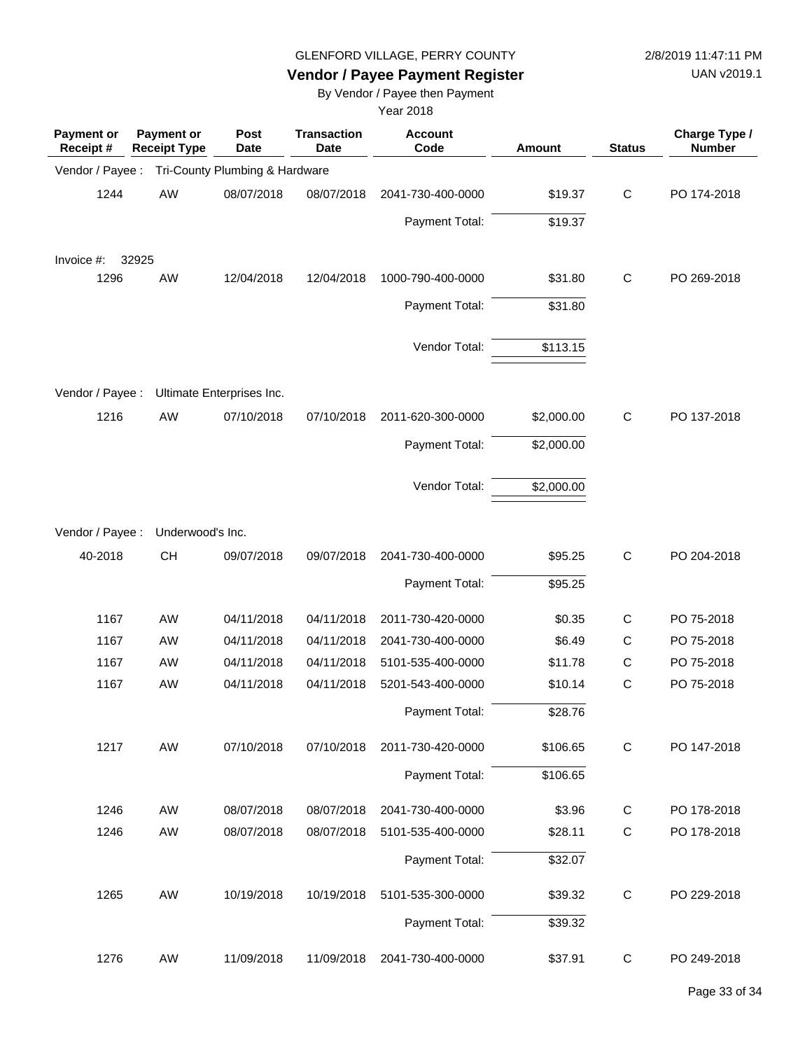GLENFORD VILLAGE, PERRY COUNTY

2/8/2019 11:47:11 PM

**Vendor / Payee Payment Register**

UAN v2019.1

By Vendor / Payee then Payment

Year 2018

| Payment or Receipt # | Payment or Receipt Type | Post Date | Transaction Date | Account Code | Amount | Status | Charge Type / Number |
|---|---|---|---|---|---|---|---|
| Vendor / Payee : | Tri-County Plumbing & Hardware | | | | | | |
| 1244 | AW | 08/07/2018 | 08/07/2018 | 2041-730-400-0000 | $19.37 | C | PO 174-2018 |
| | | | | Payment Total: | $19.37 | | |
| Invoice #: 32925 | | | | | | | |
| 1296 | AW | 12/04/2018 | 12/04/2018 | 1000-790-400-0000 | $31.80 | C | PO 269-2018 |
| | | | | Payment Total: | $31.80 | | |
| | | | | Vendor Total: | $113.15 | | |
| Vendor / Payee : | Ultimate Enterprises Inc. | | | | | | |
| 1216 | AW | 07/10/2018 | 07/10/2018 | 2011-620-300-0000 | $2,000.00 | C | PO 137-2018 |
| | | | | Payment Total: | $2,000.00 | | |
| | | | | Vendor Total: | $2,000.00 | | |
| Vendor / Payee : | Underwood's Inc. | | | | | | |
| 40-2018 | CH | 09/07/2018 | 09/07/2018 | 2041-730-400-0000 | $95.25 | C | PO 204-2018 |
| | | | | Payment Total: | $95.25 | | |
| 1167 | AW | 04/11/2018 | 04/11/2018 | 2011-730-420-0000 | $0.35 | C | PO 75-2018 |
| 1167 | AW | 04/11/2018 | 04/11/2018 | 2041-730-400-0000 | $6.49 | C | PO 75-2018 |
| 1167 | AW | 04/11/2018 | 04/11/2018 | 5101-535-400-0000 | $11.78 | C | PO 75-2018 |
| 1167 | AW | 04/11/2018 | 04/11/2018 | 5201-543-400-0000 | $10.14 | C | PO 75-2018 |
| | | | | Payment Total: | $28.76 | | |
| 1217 | AW | 07/10/2018 | 07/10/2018 | 2011-730-420-0000 | $106.65 | C | PO 147-2018 |
| | | | | Payment Total: | $106.65 | | |
| 1246 | AW | 08/07/2018 | 08/07/2018 | 2041-730-400-0000 | $3.96 | C | PO 178-2018 |
| 1246 | AW | 08/07/2018 | 08/07/2018 | 5101-535-400-0000 | $28.11 | C | PO 178-2018 |
| | | | | Payment Total: | $32.07 | | |
| 1265 | AW | 10/19/2018 | 10/19/2018 | 5101-535-300-0000 | $39.32 | C | PO 229-2018 |
| | | | | Payment Total: | $39.32 | | |
| 1276 | AW | 11/09/2018 | 11/09/2018 | 2041-730-400-0000 | $37.91 | C | PO 249-2018 |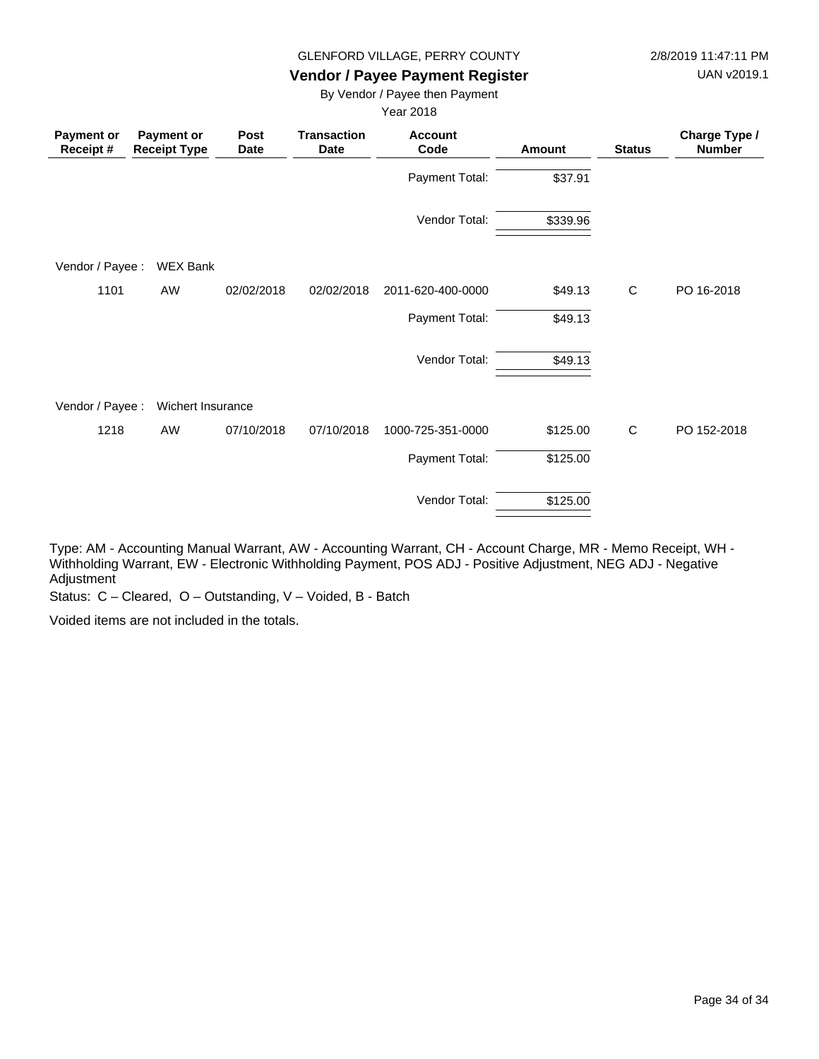GLENFORD VILLAGE, PERRY COUNTY

**Vendor / Payee Payment Register**

By Vendor / Payee then Payment

Year 2018

| Payment or Receipt # | Payment or Receipt Type | Post Date | Transaction Date | Account Code | Amount | Status | Charge Type / Number |
|---|---|---|---|---|---|---|---|
| | | | | Payment Total: | $37.91 | | |
| | | | | Vendor Total: | $339.96 | | |
| Vendor / Payee : | WEX Bank | | | | | | |
| 1101 | AW | 02/02/2018 | 02/02/2018 | 2011-620-400-0000 | $49.13 | C | PO 16-2018 |
| | | | | Payment Total: | $49.13 | | |
| | | | | Vendor Total: | $49.13 | | |
| Vendor / Payee : | Wichert Insurance | | | | | | |
| 1218 | AW | 07/10/2018 | 07/10/2018 | 1000-725-351-0000 | $125.00 | C | PO 152-2018 |
| | | | | Payment Total: | $125.00 | | |
| | | | | Vendor Total: | $125.00 | | |

Type: AM - Accounting Manual Warrant, AW - Accounting Warrant, CH - Account Charge, MR - Memo Receipt, WH - Withholding Warrant, EW - Electronic Withholding Payment, POS ADJ - Positive Adjustment, NEG ADJ - Negative Adjustment

Status: C – Cleared, O – Outstanding, V – Voided, B - Batch

Voided items are not included in the totals.